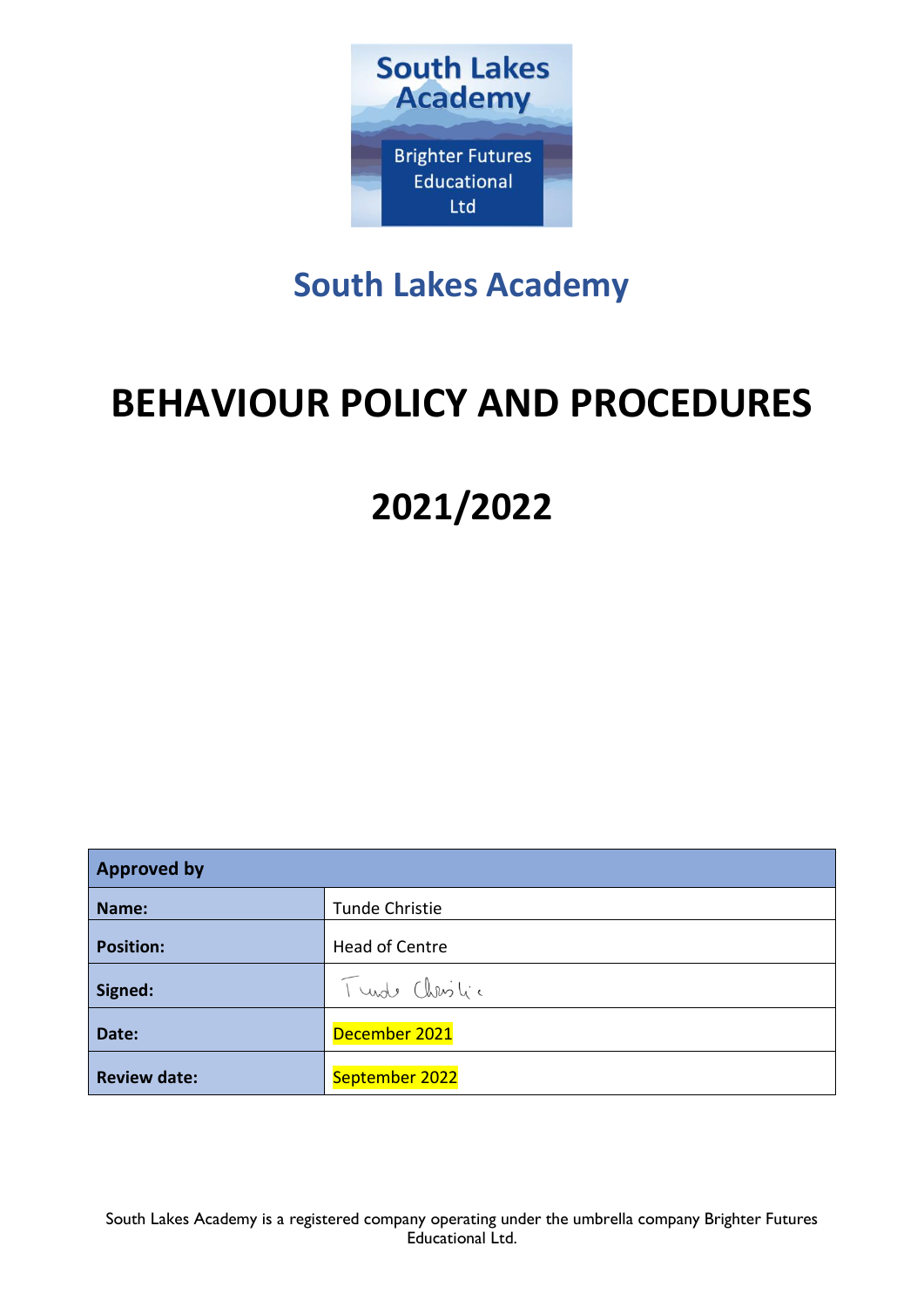South Lakes Academy

Brighter Futures Educational Ltd

## South Lakes Academy

# BEHAVIOUR POLICY AND PROCEDURES

# 2021/2022

| Approved by | |
|---|---|
| **Name:** | Tunde Christie |
| **Position:** | Head of Centre |
| **Signed:** | Tunde Christie |
| **Date:** | December 2021 |
| **Review date:** | September 2022 |

South Lakes Academy is a registered company operating under the umbrella company Brighter Futures Educational Ltd.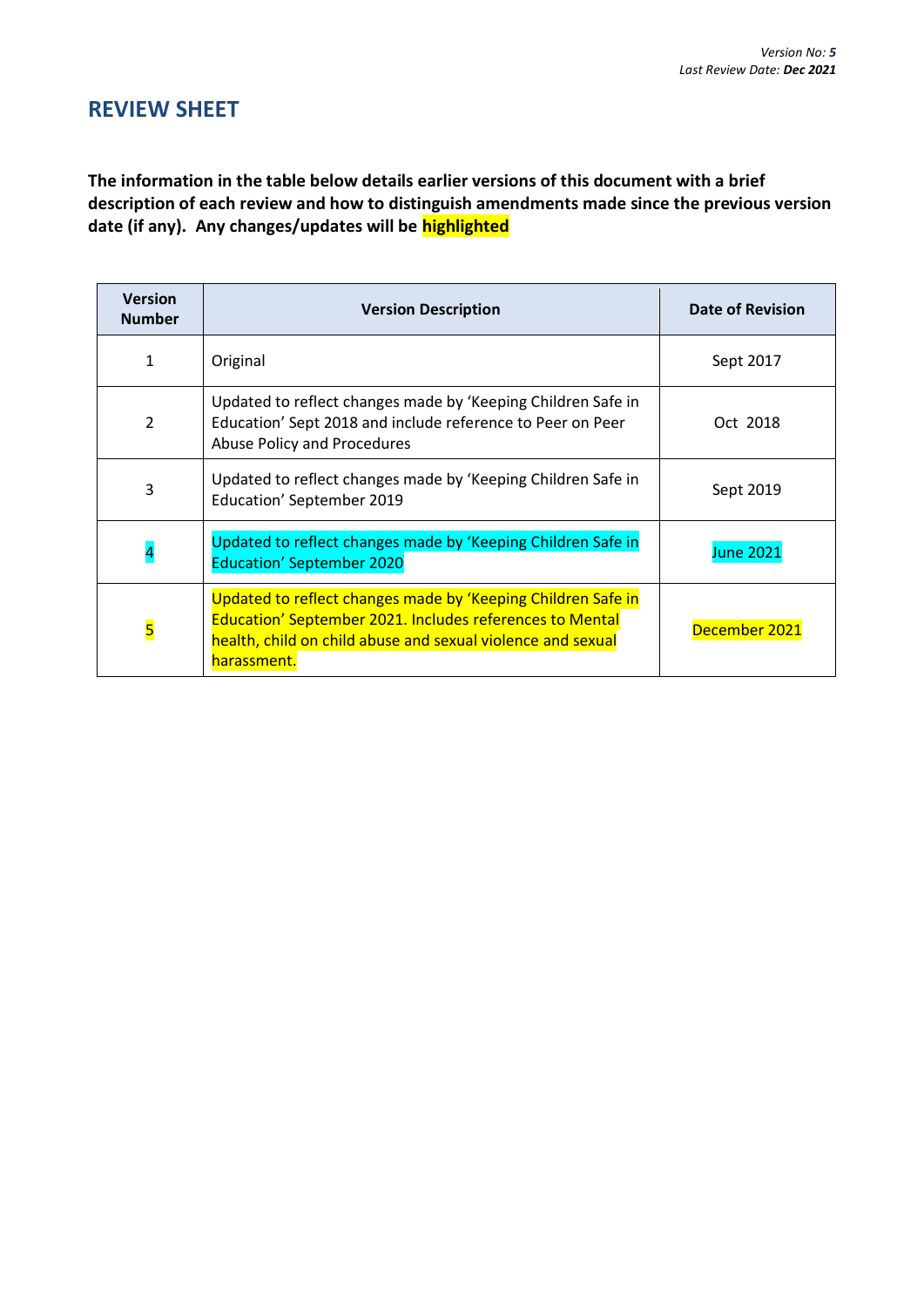*Version No: **5***
*Last Review Date: **Dec 2021***

## REVIEW SHEET

**The information in the table below details earlier versions of this document with a brief description of each review and how to distinguish amendments made since the previous version date (if any). Any changes/updates will be highlighted**

| Version Number | Version Description | Date of Revision |
|---|---|---|
| 1 | Original | Sept 2017 |
| 2 | Updated to reflect changes made by 'Keeping Children Safe in Education' Sept 2018 and include reference to Peer on Peer Abuse Policy and Procedures | Oct 2018 |
| 3 | Updated to reflect changes made by 'Keeping Children Safe in Education' September 2019 | Sept 2019 |
| 4 | Updated to reflect changes made by 'Keeping Children Safe in Education' September 2020 | June 2021 |
| 5 | Updated to reflect changes made by 'Keeping Children Safe in Education' September 2021. Includes references to Mental health, child on child abuse and sexual violence and sexual harassment. | December 2021 |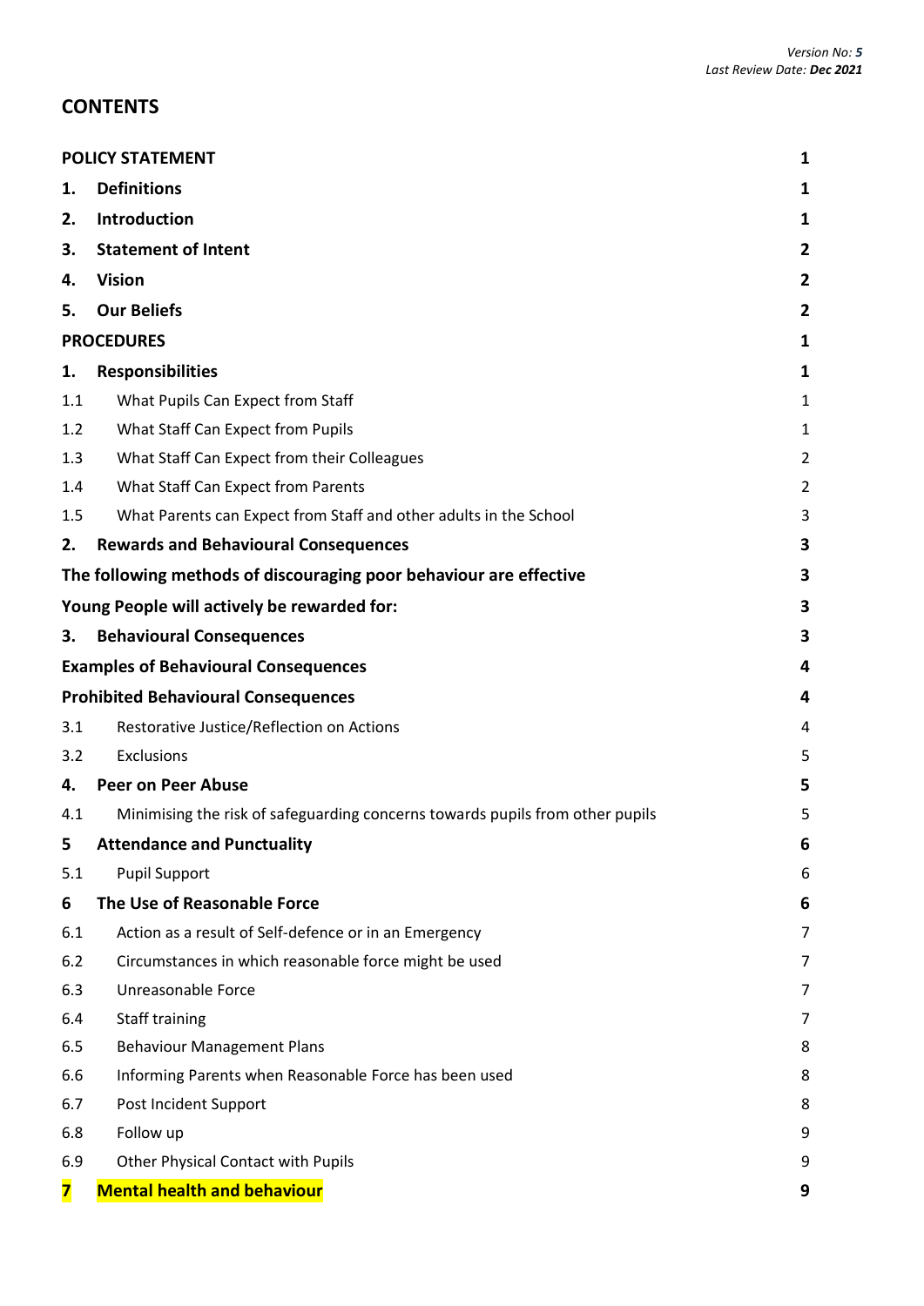*Version No: **5***
*Last Review Date: **Dec 2021***

## CONTENTS

| | | |
|---|---|---|
| **POLICY STATEMENT** | | **1** |
| **1.** | **Definitions** | **1** |
| **2.** | **Introduction** | **1** |
| **3.** | **Statement of Intent** | **2** |
| **4.** | **Vision** | **2** |
| **5.** | **Our Beliefs** | **2** |
| **PROCEDURES** | | **1** |
| **1.** | **Responsibilities** | **1** |
| 1.1 | What Pupils Can Expect from Staff | 1 |
| 1.2 | What Staff Can Expect from Pupils | 1 |
| 1.3 | What Staff Can Expect from their Colleagues | 2 |
| 1.4 | What Staff Can Expect from Parents | 2 |
| 1.5 | What Parents can Expect from Staff and other adults in the School | 3 |
| **2.** | **Rewards and Behavioural Consequences** | **3** |
| **The following methods of discouraging poor behaviour are effective** | | **3** |
| **Young People will actively be rewarded for:** | | **3** |
| **3.** | **Behavioural Consequences** | **3** |
| **Examples of Behavioural Consequences** | | **4** |
| **Prohibited Behavioural Consequences** | | **4** |
| 3.1 | Restorative Justice/Reflection on Actions | 4 |
| 3.2 | Exclusions | 5 |
| **4.** | **Peer on Peer Abuse** | **5** |
| 4.1 | Minimising the risk of safeguarding concerns towards pupils from other pupils | 5 |
| **5** | **Attendance and Punctuality** | **6** |
| 5.1 | Pupil Support | 6 |
| **6** | **The Use of Reasonable Force** | **6** |
| 6.1 | Action as a result of Self-defence or in an Emergency | 7 |
| 6.2 | Circumstances in which reasonable force might be used | 7 |
| 6.3 | Unreasonable Force | 7 |
| 6.4 | Staff training | 7 |
| 6.5 | Behaviour Management Plans | 8 |
| 6.6 | Informing Parents when Reasonable Force has been used | 8 |
| 6.7 | Post Incident Support | 8 |
| 6.8 | Follow up | 9 |
| 6.9 | Other Physical Contact with Pupils | 9 |
| **7** | **Mental health and behaviour** | **9** |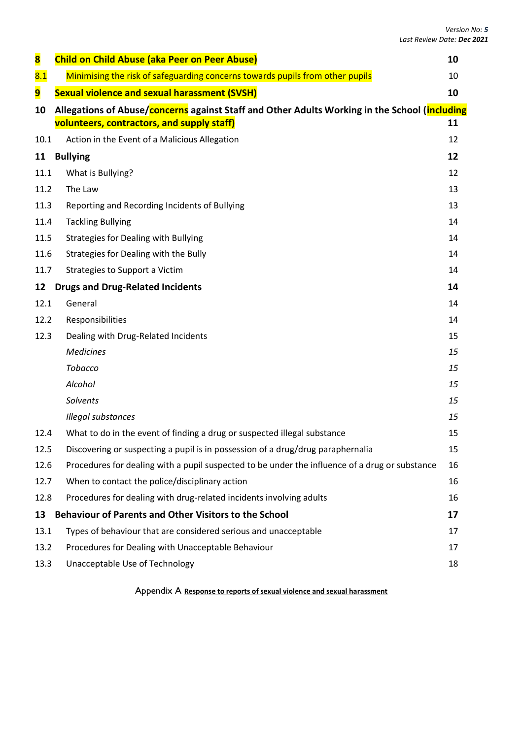| | | |
|---|---|---|
| **8** | **Child on Child Abuse (aka Peer on Peer Abuse)** | **10** |
| 8.1 | Minimising the risk of safeguarding concerns towards pupils from other pupils | 10 |
| **9** | **Sexual violence and sexual harassment (SVSH)** | **10** |
| **10** | **Allegations of Abuse/concerns against Staff and Other Adults Working in the School (including volunteers, contractors, and supply staff)** | **11** |
| 10.1 | Action in the Event of a Malicious Allegation | 12 |
| **11** | **Bullying** | **12** |
| 11.1 | What is Bullying? | 12 |
| 11.2 | The Law | 13 |
| 11.3 | Reporting and Recording Incidents of Bullying | 13 |
| 11.4 | Tackling Bullying | 14 |
| 11.5 | Strategies for Dealing with Bullying | 14 |
| 11.6 | Strategies for Dealing with the Bully | 14 |
| 11.7 | Strategies to Support a Victim | 14 |
| **12** | **Drugs and Drug-Related Incidents** | **14** |
| 12.1 | General | 14 |
| 12.2 | Responsibilities | 14 |
| 12.3 | Dealing with Drug-Related Incidents | 15 |
| | *Medicines* | *15* |
| | *Tobacco* | *15* |
| | *Alcohol* | *15* |
| | *Solvents* | *15* |
| | *Illegal substances* | *15* |
| 12.4 | What to do in the event of finding a drug or suspected illegal substance | 15 |
| 12.5 | Discovering or suspecting a pupil is in possession of a drug/drug paraphernalia | 15 |
| 12.6 | Procedures for dealing with a pupil suspected to be under the influence of a drug or substance | 16 |
| 12.7 | When to contact the police/disciplinary action | 16 |
| 12.8 | Procedures for dealing with drug-related incidents involving adults | 16 |
| **13** | **Behaviour of Parents and Other Visitors to the School** | **17** |
| 13.1 | Types of behaviour that are considered serious and unacceptable | 17 |
| 13.2 | Procedures for Dealing with Unacceptable Behaviour | 17 |
| 13.3 | Unacceptable Use of Technology | 18 |

Appendix A **Response to reports of sexual violence and sexual harassment**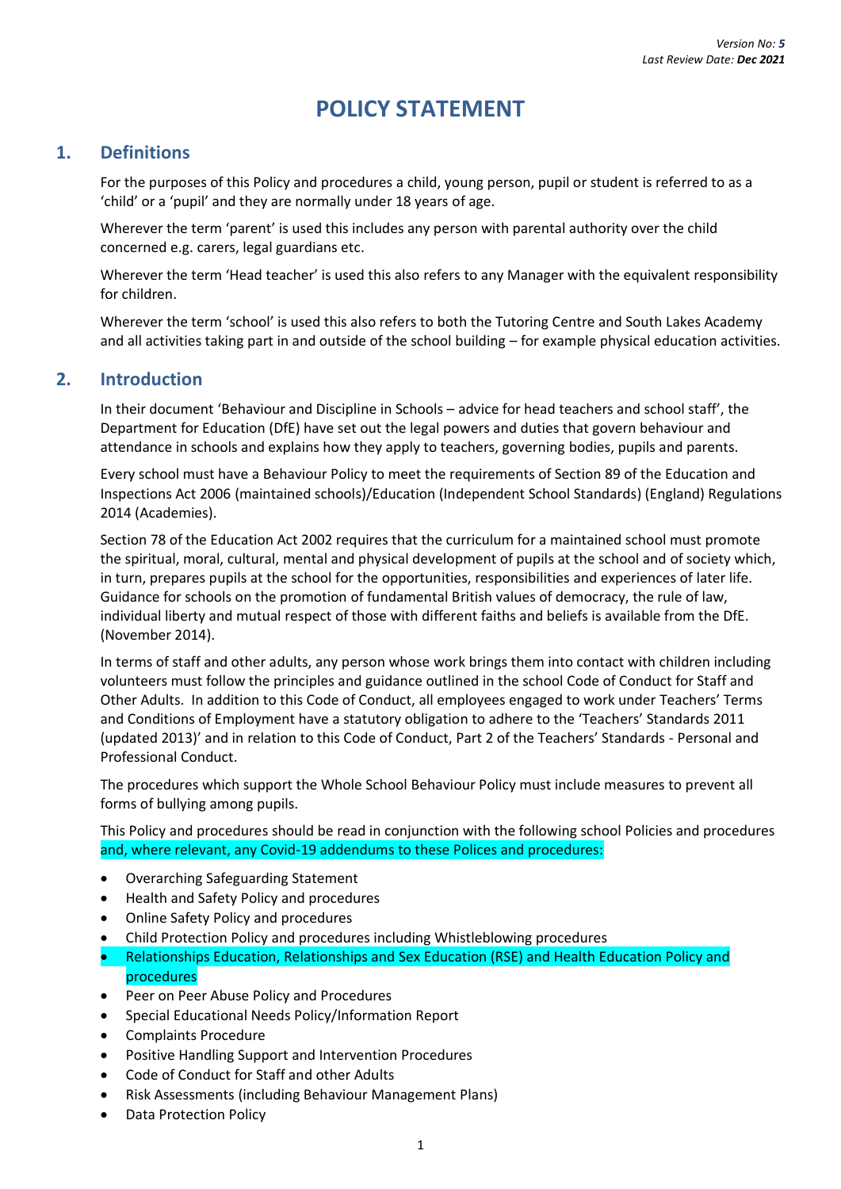Version No: ***5***
Last Review Date: ***Dec 2021***

# POLICY STATEMENT

## 1. Definitions

For the purposes of this Policy and procedures a child, young person, pupil or student is referred to as a 'child' or a 'pupil' and they are normally under 18 years of age.

Wherever the term 'parent' is used this includes any person with parental authority over the child concerned e.g. carers, legal guardians etc.

Wherever the term 'Head teacher' is used this also refers to any Manager with the equivalent responsibility for children.

Wherever the term 'school' is used this also refers to both the Tutoring Centre and South Lakes Academy and all activities taking part in and outside of the school building – for example physical education activities.

## 2. Introduction

In their document 'Behaviour and Discipline in Schools – advice for head teachers and school staff', the Department for Education (DfE) have set out the legal powers and duties that govern behaviour and attendance in schools and explains how they apply to teachers, governing bodies, pupils and parents.

Every school must have a Behaviour Policy to meet the requirements of Section 89 of the Education and Inspections Act 2006 (maintained schools)/Education (Independent School Standards) (England) Regulations 2014 (Academies).

Section 78 of the Education Act 2002 requires that the curriculum for a maintained school must promote the spiritual, moral, cultural, mental and physical development of pupils at the school and of society which, in turn, prepares pupils at the school for the opportunities, responsibilities and experiences of later life. Guidance for schools on the promotion of fundamental British values of democracy, the rule of law, individual liberty and mutual respect of those with different faiths and beliefs is available from the DfE. (November 2014).

In terms of staff and other adults, any person whose work brings them into contact with children including volunteers must follow the principles and guidance outlined in the school Code of Conduct for Staff and Other Adults. In addition to this Code of Conduct, all employees engaged to work under Teachers' Terms and Conditions of Employment have a statutory obligation to adhere to the 'Teachers' Standards 2011 (updated 2013)' and in relation to this Code of Conduct, Part 2 of the Teachers' Standards - Personal and Professional Conduct.

The procedures which support the Whole School Behaviour Policy must include measures to prevent all forms of bullying among pupils.

This Policy and procedures should be read in conjunction with the following school Policies and procedures and, where relevant, any Covid-19 addendums to these Polices and procedures:

- Overarching Safeguarding Statement
- Health and Safety Policy and procedures
- Online Safety Policy and procedures
- Child Protection Policy and procedures including Whistleblowing procedures
- Relationships Education, Relationships and Sex Education (RSE) and Health Education Policy and procedures
- Peer on Peer Abuse Policy and Procedures
- Special Educational Needs Policy/Information Report
- Complaints Procedure
- Positive Handling Support and Intervention Procedures
- Code of Conduct for Staff and other Adults
- Risk Assessments (including Behaviour Management Plans)
- Data Protection Policy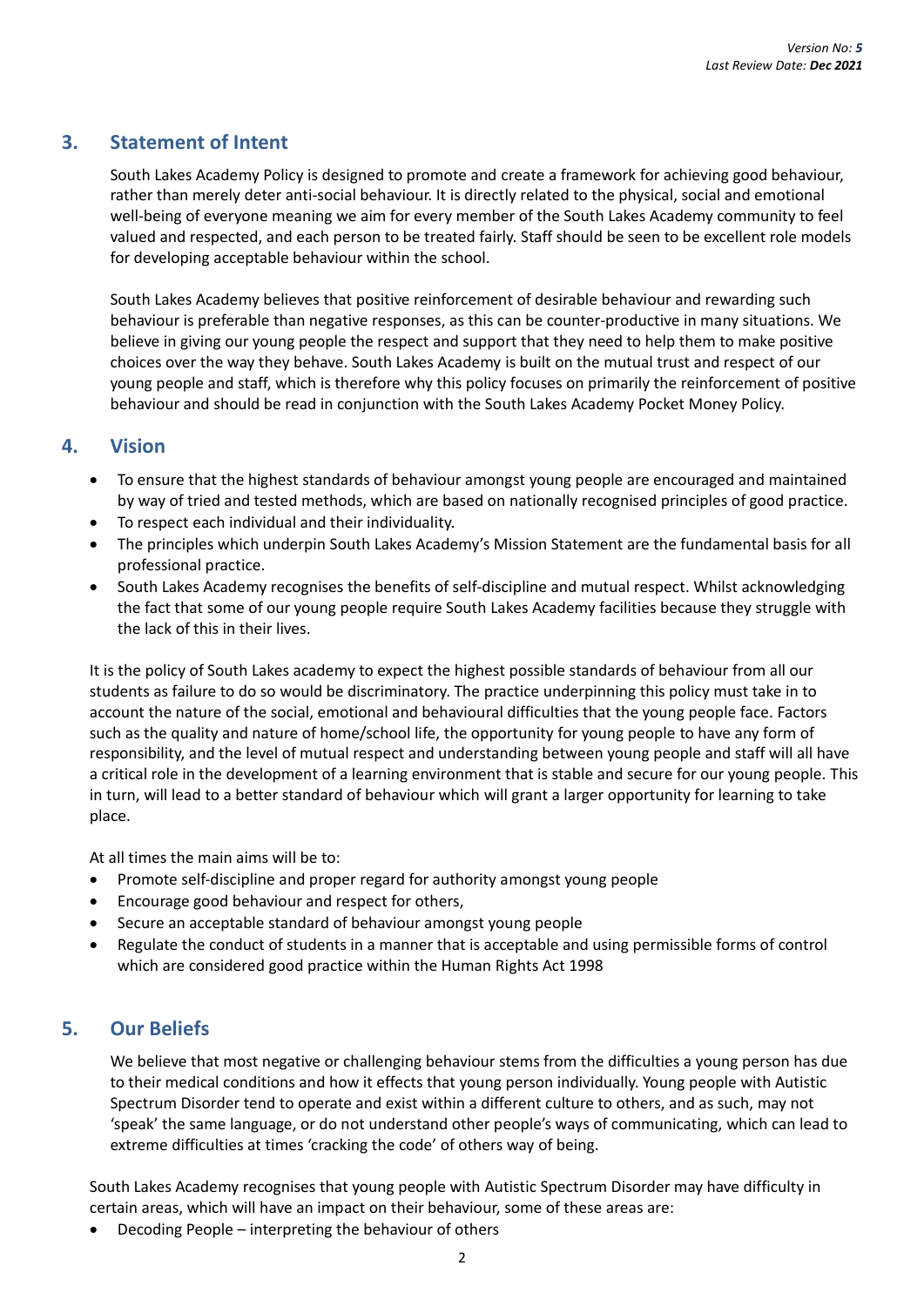## 3. Statement of Intent

South Lakes Academy Policy is designed to promote and create a framework for achieving good behaviour, rather than merely deter anti-social behaviour. It is directly related to the physical, social and emotional well-being of everyone meaning we aim for every member of the South Lakes Academy community to feel valued and respected, and each person to be treated fairly. Staff should be seen to be excellent role models for developing acceptable behaviour within the school.

South Lakes Academy believes that positive reinforcement of desirable behaviour and rewarding such behaviour is preferable than negative responses, as this can be counter-productive in many situations. We believe in giving our young people the respect and support that they need to help them to make positive choices over the way they behave. South Lakes Academy is built on the mutual trust and respect of our young people and staff, which is therefore why this policy focuses on primarily the reinforcement of positive behaviour and should be read in conjunction with the South Lakes Academy Pocket Money Policy.

## 4. Vision

- To ensure that the highest standards of behaviour amongst young people are encouraged and maintained by way of tried and tested methods, which are based on nationally recognised principles of good practice.
- To respect each individual and their individuality.
- The principles which underpin South Lakes Academy's Mission Statement are the fundamental basis for all professional practice.
- South Lakes Academy recognises the benefits of self-discipline and mutual respect. Whilst acknowledging the fact that some of our young people require South Lakes Academy facilities because they struggle with the lack of this in their lives.

It is the policy of South Lakes academy to expect the highest possible standards of behaviour from all our students as failure to do so would be discriminatory. The practice underpinning this policy must take in to account the nature of the social, emotional and behavioural difficulties that the young people face. Factors such as the quality and nature of home/school life, the opportunity for young people to have any form of responsibility, and the level of mutual respect and understanding between young people and staff will all have a critical role in the development of a learning environment that is stable and secure for our young people. This in turn, will lead to a better standard of behaviour which will grant a larger opportunity for learning to take place.

At all times the main aims will be to:

- Promote self-discipline and proper regard for authority amongst young people
- Encourage good behaviour and respect for others,
- Secure an acceptable standard of behaviour amongst young people
- Regulate the conduct of students in a manner that is acceptable and using permissible forms of control which are considered good practice within the Human Rights Act 1998

## 5. Our Beliefs

We believe that most negative or challenging behaviour stems from the difficulties a young person has due to their medical conditions and how it effects that young person individually. Young people with Autistic Spectrum Disorder tend to operate and exist within a different culture to others, and as such, may not 'speak' the same language, or do not understand other people's ways of communicating, which can lead to extreme difficulties at times 'cracking the code' of others way of being.

South Lakes Academy recognises that young people with Autistic Spectrum Disorder may have difficulty in certain areas, which will have an impact on their behaviour, some of these areas are:

- Decoding People – interpreting the behaviour of others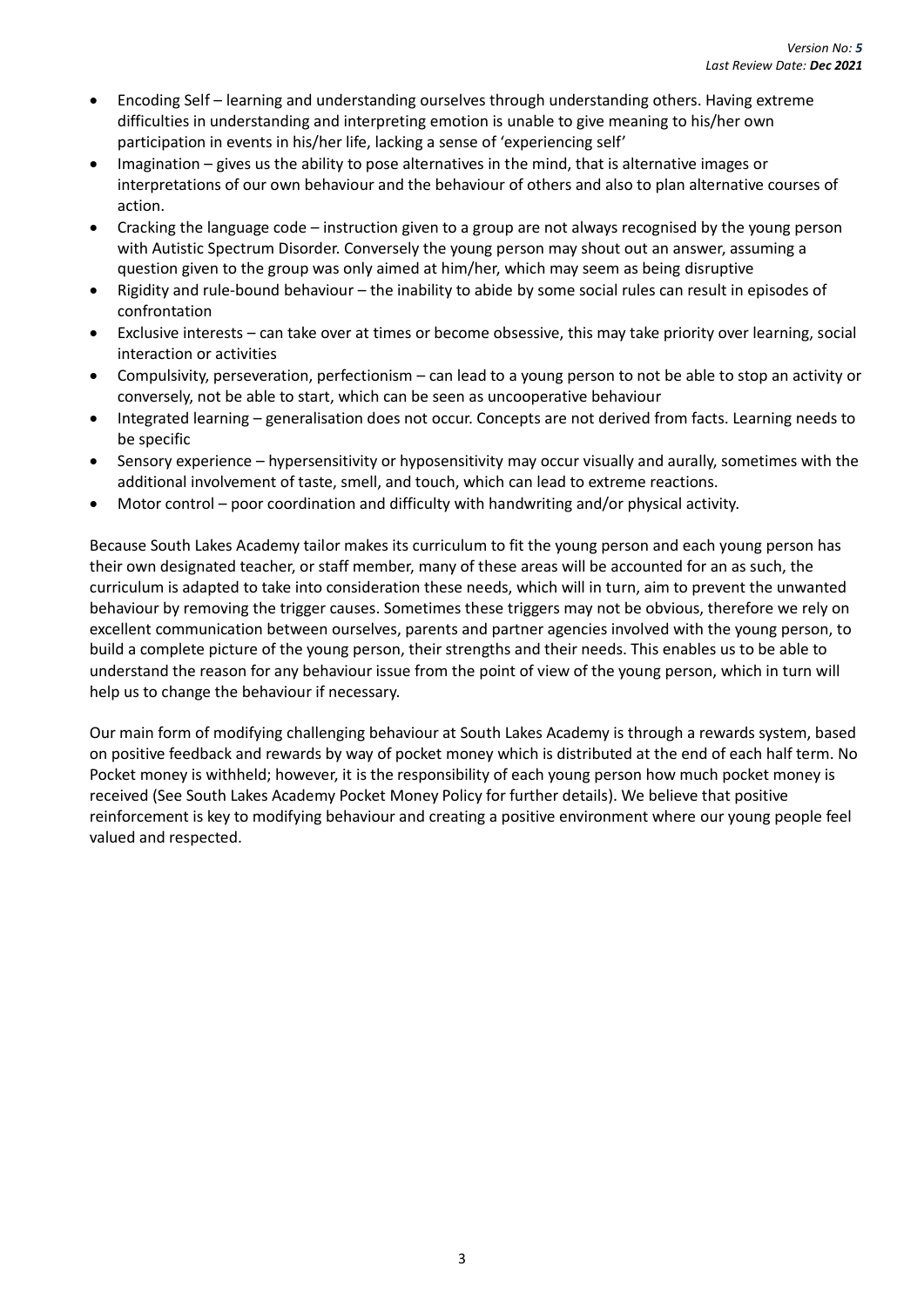- Encoding Self – learning and understanding ourselves through understanding others. Having extreme difficulties in understanding and interpreting emotion is unable to give meaning to his/her own participation in events in his/her life, lacking a sense of 'experiencing self'
- Imagination – gives us the ability to pose alternatives in the mind, that is alternative images or interpretations of our own behaviour and the behaviour of others and also to plan alternative courses of action.
- Cracking the language code – instruction given to a group are not always recognised by the young person with Autistic Spectrum Disorder. Conversely the young person may shout out an answer, assuming a question given to the group was only aimed at him/her, which may seem as being disruptive
- Rigidity and rule-bound behaviour – the inability to abide by some social rules can result in episodes of confrontation
- Exclusive interests – can take over at times or become obsessive, this may take priority over learning, social interaction or activities
- Compulsivity, perseveration, perfectionism – can lead to a young person to not be able to stop an activity or conversely, not be able to start, which can be seen as uncooperative behaviour
- Integrated learning – generalisation does not occur. Concepts are not derived from facts. Learning needs to be specific
- Sensory experience – hypersensitivity or hyposensitivity may occur visually and aurally, sometimes with the additional involvement of taste, smell, and touch, which can lead to extreme reactions.
- Motor control – poor coordination and difficulty with handwriting and/or physical activity.

Because South Lakes Academy tailor makes its curriculum to fit the young person and each young person has their own designated teacher, or staff member, many of these areas will be accounted for an as such, the curriculum is adapted to take into consideration these needs, which will in turn, aim to prevent the unwanted behaviour by removing the trigger causes. Sometimes these triggers may not be obvious, therefore we rely on excellent communication between ourselves, parents and partner agencies involved with the young person, to build a complete picture of the young person, their strengths and their needs. This enables us to be able to understand the reason for any behaviour issue from the point of view of the young person, which in turn will help us to change the behaviour if necessary.

Our main form of modifying challenging behaviour at South Lakes Academy is through a rewards system, based on positive feedback and rewards by way of pocket money which is distributed at the end of each half term. No Pocket money is withheld; however, it is the responsibility of each young person how much pocket money is received (See South Lakes Academy Pocket Money Policy for further details). We believe that positive reinforcement is key to modifying behaviour and creating a positive environment where our young people feel valued and respected.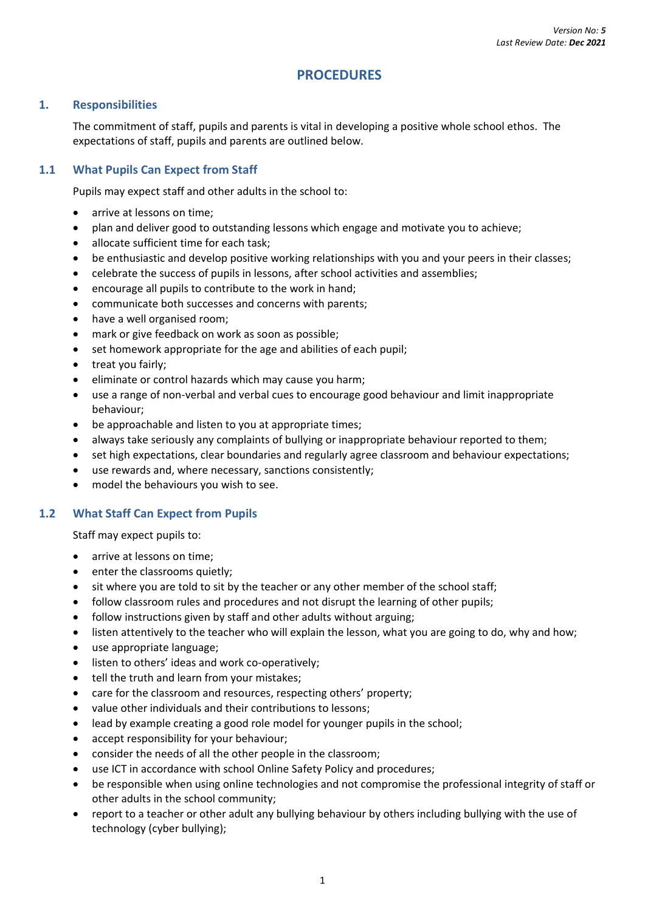# PROCEDURES

## 1. Responsibilities

The commitment of staff, pupils and parents is vital in developing a positive whole school ethos. The expectations of staff, pupils and parents are outlined below.

### 1.1 What Pupils Can Expect from Staff

Pupils may expect staff and other adults in the school to:

- arrive at lessons on time;
- plan and deliver good to outstanding lessons which engage and motivate you to achieve;
- allocate sufficient time for each task;
- be enthusiastic and develop positive working relationships with you and your peers in their classes;
- celebrate the success of pupils in lessons, after school activities and assemblies;
- encourage all pupils to contribute to the work in hand;
- communicate both successes and concerns with parents;
- have a well organised room;
- mark or give feedback on work as soon as possible;
- set homework appropriate for the age and abilities of each pupil;
- treat you fairly;
- eliminate or control hazards which may cause you harm;
- use a range of non-verbal and verbal cues to encourage good behaviour and limit inappropriate behaviour;
- be approachable and listen to you at appropriate times;
- always take seriously any complaints of bullying or inappropriate behaviour reported to them;
- set high expectations, clear boundaries and regularly agree classroom and behaviour expectations;
- use rewards and, where necessary, sanctions consistently;
- model the behaviours you wish to see.

### 1.2 What Staff Can Expect from Pupils

Staff may expect pupils to:

- arrive at lessons on time;
- enter the classrooms quietly;
- sit where you are told to sit by the teacher or any other member of the school staff;
- follow classroom rules and procedures and not disrupt the learning of other pupils;
- follow instructions given by staff and other adults without arguing;
- listen attentively to the teacher who will explain the lesson, what you are going to do, why and how;
- use appropriate language;
- listen to others' ideas and work co-operatively;
- tell the truth and learn from your mistakes;
- care for the classroom and resources, respecting others' property;
- value other individuals and their contributions to lessons;
- lead by example creating a good role model for younger pupils in the school;
- accept responsibility for your behaviour;
- consider the needs of all the other people in the classroom;
- use ICT in accordance with school Online Safety Policy and procedures;
- be responsible when using online technologies and not compromise the professional integrity of staff or other adults in the school community;
- report to a teacher or other adult any bullying behaviour by others including bullying with the use of technology (cyber bullying);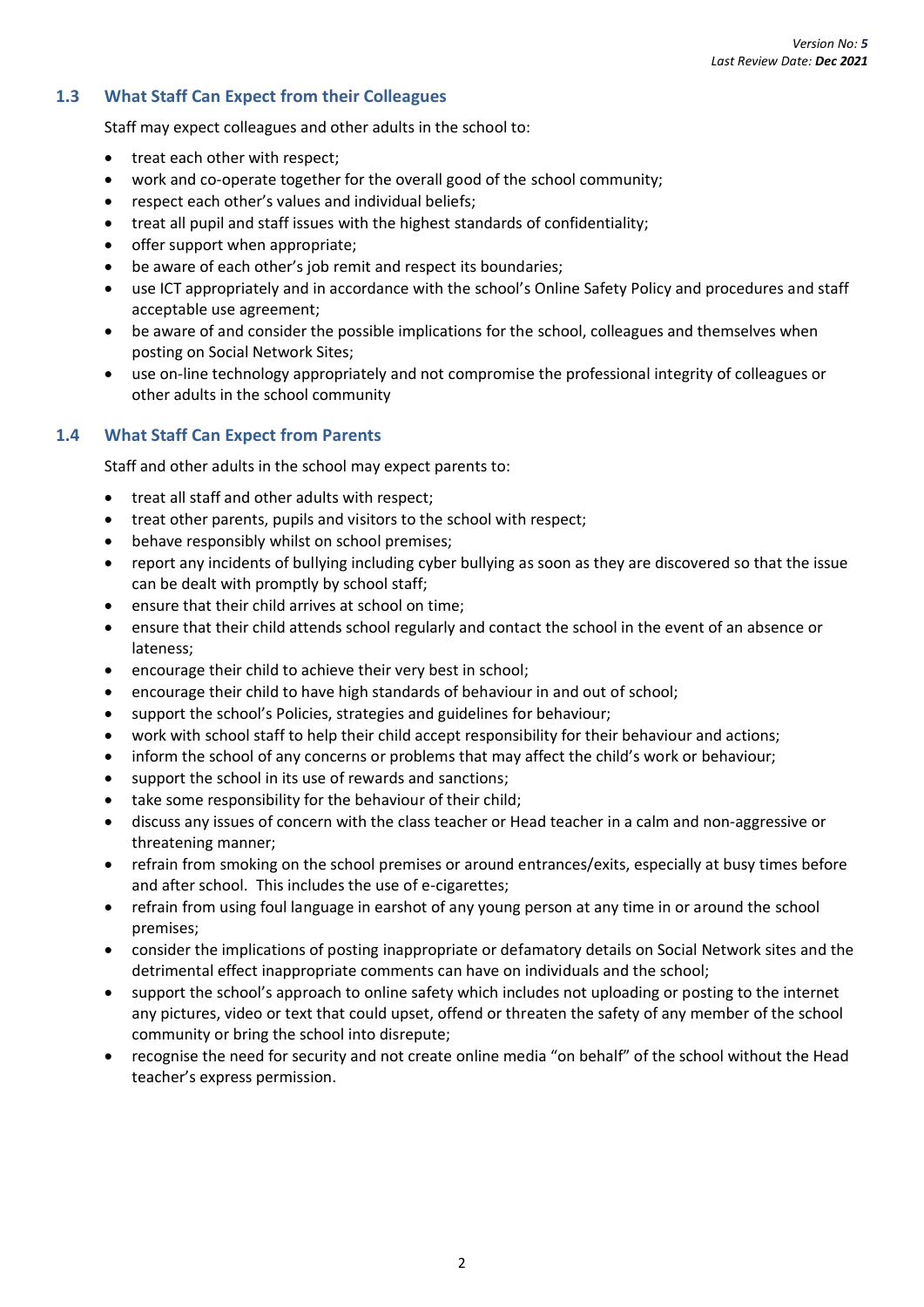### 1.3 What Staff Can Expect from their Colleagues

Staff may expect colleagues and other adults in the school to:

- treat each other with respect;
- work and co-operate together for the overall good of the school community;
- respect each other's values and individual beliefs;
- treat all pupil and staff issues with the highest standards of confidentiality;
- offer support when appropriate;
- be aware of each other's job remit and respect its boundaries;
- use ICT appropriately and in accordance with the school's Online Safety Policy and procedures and staff acceptable use agreement;
- be aware of and consider the possible implications for the school, colleagues and themselves when posting on Social Network Sites;
- use on-line technology appropriately and not compromise the professional integrity of colleagues or other adults in the school community

### 1.4 What Staff Can Expect from Parents

Staff and other adults in the school may expect parents to:

- treat all staff and other adults with respect;
- treat other parents, pupils and visitors to the school with respect;
- behave responsibly whilst on school premises;
- report any incidents of bullying including cyber bullying as soon as they are discovered so that the issue can be dealt with promptly by school staff;
- ensure that their child arrives at school on time;
- ensure that their child attends school regularly and contact the school in the event of an absence or lateness;
- encourage their child to achieve their very best in school;
- encourage their child to have high standards of behaviour in and out of school;
- support the school's Policies, strategies and guidelines for behaviour;
- work with school staff to help their child accept responsibility for their behaviour and actions;
- inform the school of any concerns or problems that may affect the child's work or behaviour;
- support the school in its use of rewards and sanctions;
- take some responsibility for the behaviour of their child;
- discuss any issues of concern with the class teacher or Head teacher in a calm and non-aggressive or threatening manner;
- refrain from smoking on the school premises or around entrances/exits, especially at busy times before and after school. This includes the use of e-cigarettes;
- refrain from using foul language in earshot of any young person at any time in or around the school premises;
- consider the implications of posting inappropriate or defamatory details on Social Network sites and the detrimental effect inappropriate comments can have on individuals and the school;
- support the school's approach to online safety which includes not uploading or posting to the internet any pictures, video or text that could upset, offend or threaten the safety of any member of the school community or bring the school into disrepute;
- recognise the need for security and not create online media "on behalf" of the school without the Head teacher's express permission.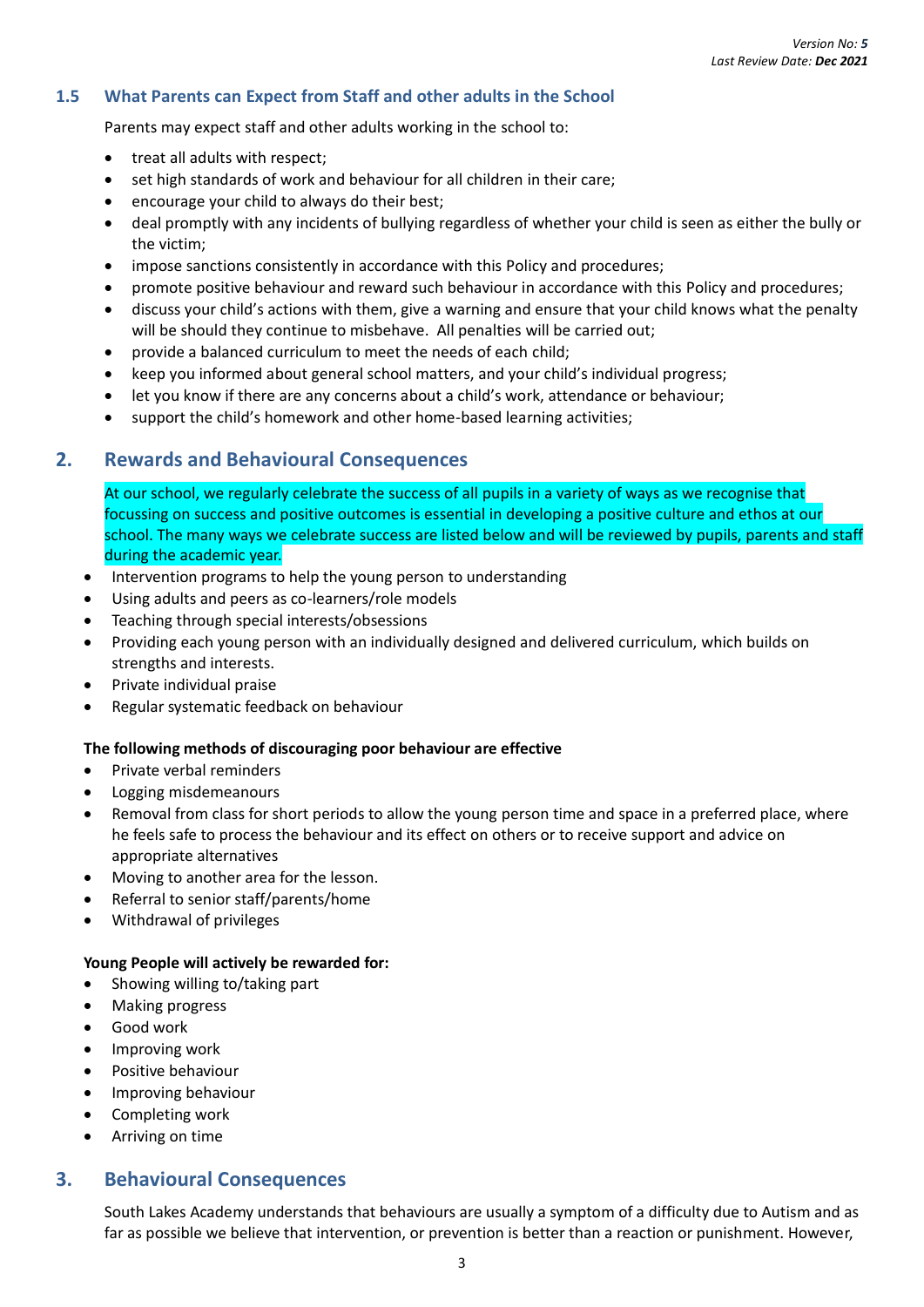### 1.5 What Parents can Expect from Staff and other adults in the School

Parents may expect staff and other adults working in the school to:

- treat all adults with respect;
- set high standards of work and behaviour for all children in their care;
- encourage your child to always do their best;
- deal promptly with any incidents of bullying regardless of whether your child is seen as either the bully or the victim;
- impose sanctions consistently in accordance with this Policy and procedures;
- promote positive behaviour and reward such behaviour in accordance with this Policy and procedures;
- discuss your child's actions with them, give a warning and ensure that your child knows what the penalty will be should they continue to misbehave. All penalties will be carried out;
- provide a balanced curriculum to meet the needs of each child;
- keep you informed about general school matters, and your child's individual progress;
- let you know if there are any concerns about a child's work, attendance or behaviour;
- support the child's homework and other home-based learning activities;

## 2. Rewards and Behavioural Consequences

At our school, we regularly celebrate the success of all pupils in a variety of ways as we recognise that focussing on success and positive outcomes is essential in developing a positive culture and ethos at our school. The many ways we celebrate success are listed below and will be reviewed by pupils, parents and staff during the academic year.

- Intervention programs to help the young person to understanding
- Using adults and peers as co-learners/role models
- Teaching through special interests/obsessions
- Providing each young person with an individually designed and delivered curriculum, which builds on strengths and interests.
- Private individual praise
- Regular systematic feedback on behaviour

**The following methods of discouraging poor behaviour are effective**

- Private verbal reminders
- Logging misdemeanours
- Removal from class for short periods to allow the young person time and space in a preferred place, where he feels safe to process the behaviour and its effect on others or to receive support and advice on appropriate alternatives
- Moving to another area for the lesson.
- Referral to senior staff/parents/home
- Withdrawal of privileges

**Young People will actively be rewarded for:**

- Showing willing to/taking part
- Making progress
- Good work
- Improving work
- Positive behaviour
- Improving behaviour
- Completing work
- Arriving on time

## 3. Behavioural Consequences

South Lakes Academy understands that behaviours are usually a symptom of a difficulty due to Autism and as far as possible we believe that intervention, or prevention is better than a reaction or punishment. However,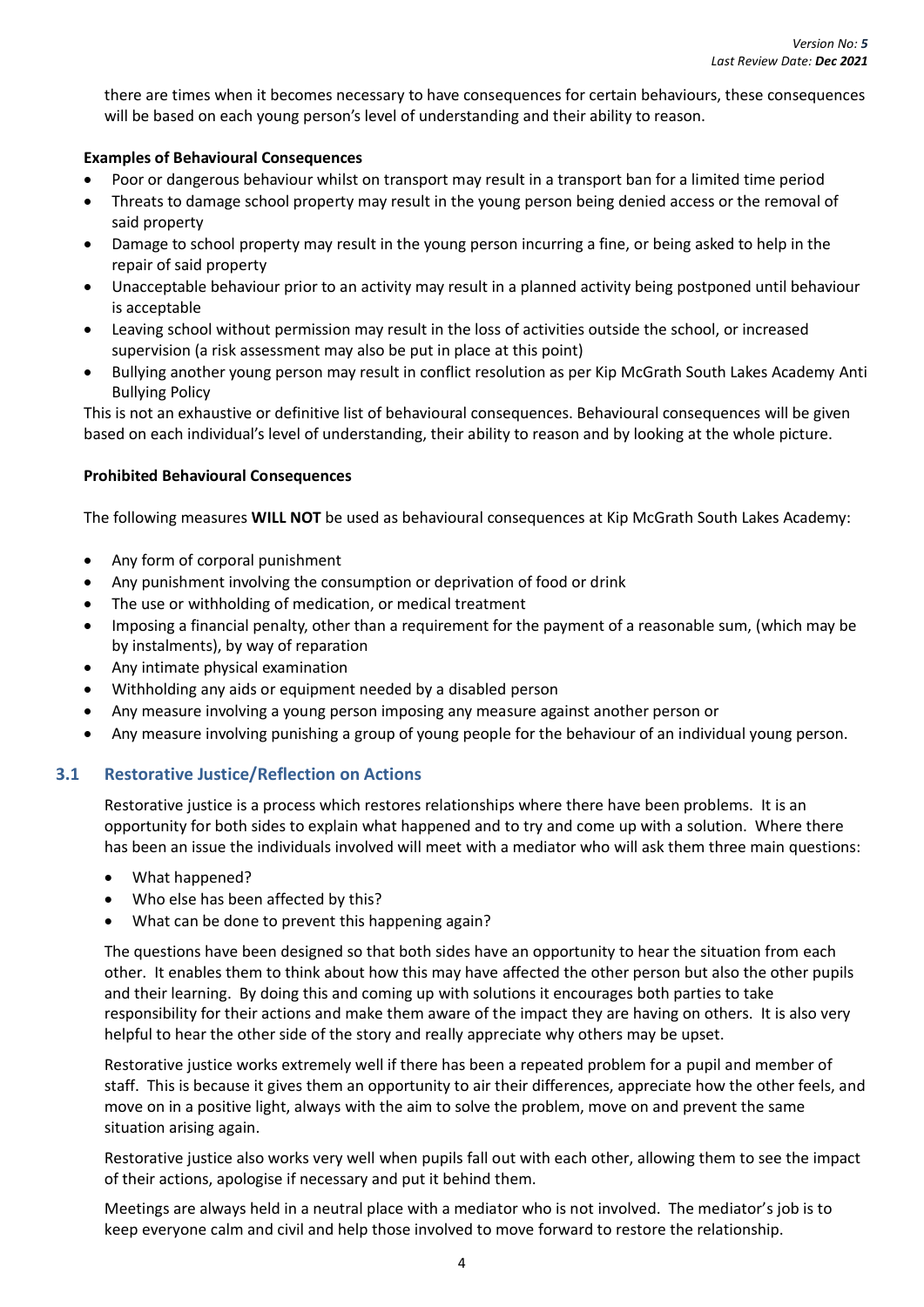there are times when it becomes necessary to have consequences for certain behaviours, these consequences will be based on each young person's level of understanding and their ability to reason.

**Examples of Behavioural Consequences**

- Poor or dangerous behaviour whilst on transport may result in a transport ban for a limited time period
- Threats to damage school property may result in the young person being denied access or the removal of said property
- Damage to school property may result in the young person incurring a fine, or being asked to help in the repair of said property
- Unacceptable behaviour prior to an activity may result in a planned activity being postponed until behaviour is acceptable
- Leaving school without permission may result in the loss of activities outside the school, or increased supervision (a risk assessment may also be put in place at this point)
- Bullying another young person may result in conflict resolution as per Kip McGrath South Lakes Academy Anti Bullying Policy

This is not an exhaustive or definitive list of behavioural consequences. Behavioural consequences will be given based on each individual's level of understanding, their ability to reason and by looking at the whole picture.

**Prohibited Behavioural Consequences**

The following measures **WILL NOT** be used as behavioural consequences at Kip McGrath South Lakes Academy:

- Any form of corporal punishment
- Any punishment involving the consumption or deprivation of food or drink
- The use or withholding of medication, or medical treatment
- Imposing a financial penalty, other than a requirement for the payment of a reasonable sum, (which may be by instalments), by way of reparation
- Any intimate physical examination
- Withholding any aids or equipment needed by a disabled person
- Any measure involving a young person imposing any measure against another person or
- Any measure involving punishing a group of young people for the behaviour of an individual young person.

## 3.1 Restorative Justice/Reflection on Actions

Restorative justice is a process which restores relationships where there have been problems. It is an opportunity for both sides to explain what happened and to try and come up with a solution. Where there has been an issue the individuals involved will meet with a mediator who will ask them three main questions:

- What happened?
- Who else has been affected by this?
- What can be done to prevent this happening again?

The questions have been designed so that both sides have an opportunity to hear the situation from each other. It enables them to think about how this may have affected the other person but also the other pupils and their learning. By doing this and coming up with solutions it encourages both parties to take responsibility for their actions and make them aware of the impact they are having on others. It is also very helpful to hear the other side of the story and really appreciate why others may be upset.

Restorative justice works extremely well if there has been a repeated problem for a pupil and member of staff. This is because it gives them an opportunity to air their differences, appreciate how the other feels, and move on in a positive light, always with the aim to solve the problem, move on and prevent the same situation arising again.

Restorative justice also works very well when pupils fall out with each other, allowing them to see the impact of their actions, apologise if necessary and put it behind them.

Meetings are always held in a neutral place with a mediator who is not involved. The mediator's job is to keep everyone calm and civil and help those involved to move forward to restore the relationship.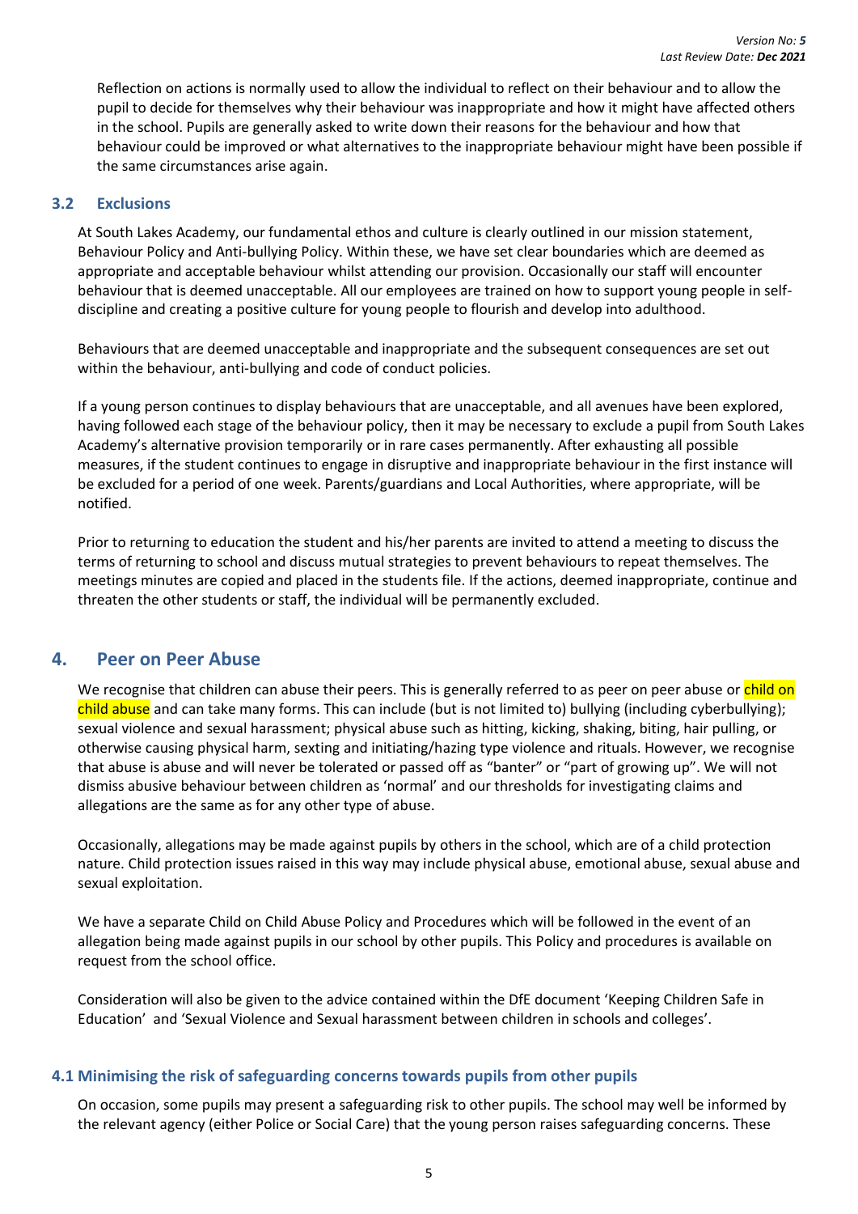Reflection on actions is normally used to allow the individual to reflect on their behaviour and to allow the pupil to decide for themselves why their behaviour was inappropriate and how it might have affected others in the school. Pupils are generally asked to write down their reasons for the behaviour and how that behaviour could be improved or what alternatives to the inappropriate behaviour might have been possible if the same circumstances arise again.

### 3.2 Exclusions

At South Lakes Academy, our fundamental ethos and culture is clearly outlined in our mission statement, Behaviour Policy and Anti-bullying Policy. Within these, we have set clear boundaries which are deemed as appropriate and acceptable behaviour whilst attending our provision. Occasionally our staff will encounter behaviour that is deemed unacceptable. All our employees are trained on how to support young people in self-discipline and creating a positive culture for young people to flourish and develop into adulthood.

Behaviours that are deemed unacceptable and inappropriate and the subsequent consequences are set out within the behaviour, anti-bullying and code of conduct policies.

If a young person continues to display behaviours that are unacceptable, and all avenues have been explored, having followed each stage of the behaviour policy, then it may be necessary to exclude a pupil from South Lakes Academy's alternative provision temporarily or in rare cases permanently. After exhausting all possible measures, if the student continues to engage in disruptive and inappropriate behaviour in the first instance will be excluded for a period of one week. Parents/guardians and Local Authorities, where appropriate, will be notified.

Prior to returning to education the student and his/her parents are invited to attend a meeting to discuss the terms of returning to school and discuss mutual strategies to prevent behaviours to repeat themselves. The meetings minutes are copied and placed in the students file. If the actions, deemed inappropriate, continue and threaten the other students or staff, the individual will be permanently excluded.

## 4. Peer on Peer Abuse

We recognise that children can abuse their peers. This is generally referred to as peer on peer abuse or child on child abuse and can take many forms. This can include (but is not limited to) bullying (including cyberbullying); sexual violence and sexual harassment; physical abuse such as hitting, kicking, shaking, biting, hair pulling, or otherwise causing physical harm, sexting and initiating/hazing type violence and rituals. However, we recognise that abuse is abuse and will never be tolerated or passed off as "banter" or "part of growing up". We will not dismiss abusive behaviour between children as 'normal' and our thresholds for investigating claims and allegations are the same as for any other type of abuse.

Occasionally, allegations may be made against pupils by others in the school, which are of a child protection nature. Child protection issues raised in this way may include physical abuse, emotional abuse, sexual abuse and sexual exploitation.

We have a separate Child on Child Abuse Policy and Procedures which will be followed in the event of an allegation being made against pupils in our school by other pupils. This Policy and procedures is available on request from the school office.

Consideration will also be given to the advice contained within the DfE document 'Keeping Children Safe in Education' and 'Sexual Violence and Sexual harassment between children in schools and colleges'.

### 4.1 Minimising the risk of safeguarding concerns towards pupils from other pupils

On occasion, some pupils may present a safeguarding risk to other pupils. The school may well be informed by the relevant agency (either Police or Social Care) that the young person raises safeguarding concerns. These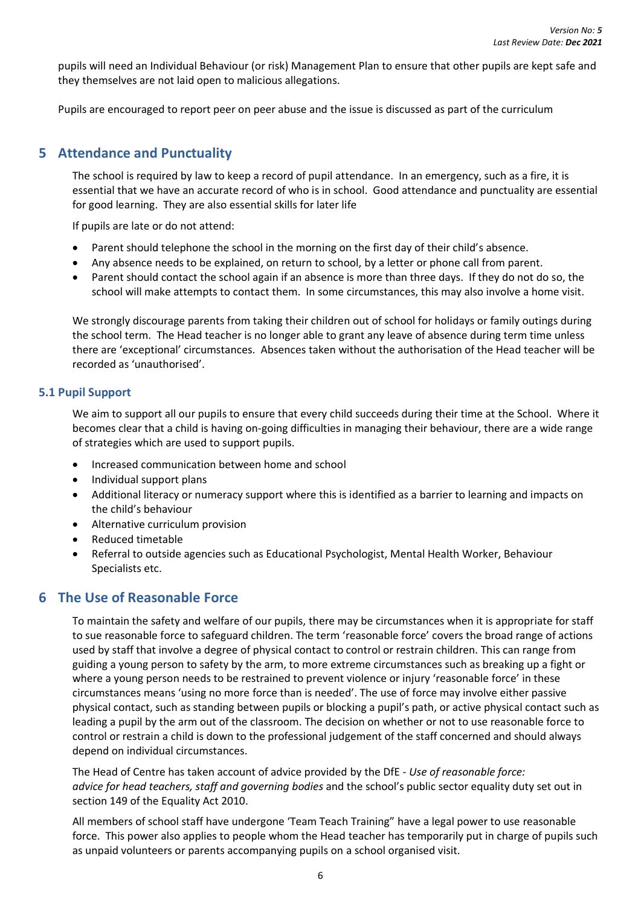pupils will need an Individual Behaviour (or risk) Management Plan to ensure that other pupils are kept safe and they themselves are not laid open to malicious allegations.

Pupils are encouraged to report peer on peer abuse and the issue is discussed as part of the curriculum

## 5 Attendance and Punctuality

The school is required by law to keep a record of pupil attendance. In an emergency, such as a fire, it is essential that we have an accurate record of who is in school. Good attendance and punctuality are essential for good learning. They are also essential skills for later life

If pupils are late or do not attend:

- Parent should telephone the school in the morning on the first day of their child's absence.
- Any absence needs to be explained, on return to school, by a letter or phone call from parent.
- Parent should contact the school again if an absence is more than three days. If they do not do so, the school will make attempts to contact them. In some circumstances, this may also involve a home visit.

We strongly discourage parents from taking their children out of school for holidays or family outings during the school term. The Head teacher is no longer able to grant any leave of absence during term time unless there are 'exceptional' circumstances. Absences taken without the authorisation of the Head teacher will be recorded as 'unauthorised'.

### 5.1 Pupil Support

We aim to support all our pupils to ensure that every child succeeds during their time at the School. Where it becomes clear that a child is having on-going difficulties in managing their behaviour, there are a wide range of strategies which are used to support pupils.

- Increased communication between home and school
- Individual support plans
- Additional literacy or numeracy support where this is identified as a barrier to learning and impacts on the child's behaviour
- Alternative curriculum provision
- Reduced timetable
- Referral to outside agencies such as Educational Psychologist, Mental Health Worker, Behaviour Specialists etc.

## 6 The Use of Reasonable Force

To maintain the safety and welfare of our pupils, there may be circumstances when it is appropriate for staff to sue reasonable force to safeguard children. The term 'reasonable force' covers the broad range of actions used by staff that involve a degree of physical contact to control or restrain children. This can range from guiding a young person to safety by the arm, to more extreme circumstances such as breaking up a fight or where a young person needs to be restrained to prevent violence or injury 'reasonable force' in these circumstances means 'using no more force than is needed'. The use of force may involve either passive physical contact, such as standing between pupils or blocking a pupil's path, or active physical contact such as leading a pupil by the arm out of the classroom. The decision on whether or not to use reasonable force to control or restrain a child is down to the professional judgement of the staff concerned and should always depend on individual circumstances.

The Head of Centre has taken account of advice provided by the DfE - *Use of reasonable force: advice for head teachers, staff and governing bodies* and the school's public sector equality duty set out in section 149 of the Equality Act 2010.

All members of school staff have undergone 'Team Teach Training" have a legal power to use reasonable force. This power also applies to people whom the Head teacher has temporarily put in charge of pupils such as unpaid volunteers or parents accompanying pupils on a school organised visit.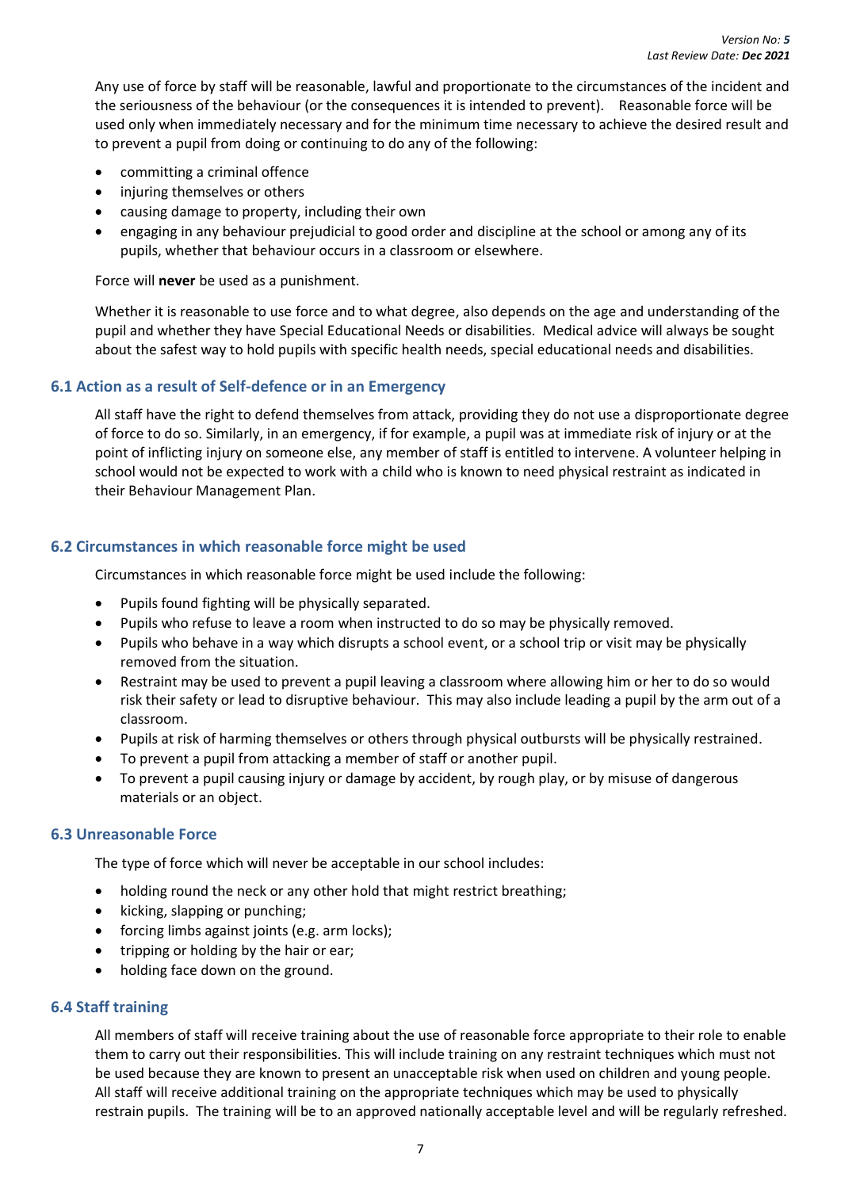Any use of force by staff will be reasonable, lawful and proportionate to the circumstances of the incident and the seriousness of the behaviour (or the consequences it is intended to prevent). Reasonable force will be used only when immediately necessary and for the minimum time necessary to achieve the desired result and to prevent a pupil from doing or continuing to do any of the following:

- committing a criminal offence
- injuring themselves or others
- causing damage to property, including their own
- engaging in any behaviour prejudicial to good order and discipline at the school or among any of its pupils, whether that behaviour occurs in a classroom or elsewhere.

Force will **never** be used as a punishment.

Whether it is reasonable to use force and to what degree, also depends on the age and understanding of the pupil and whether they have Special Educational Needs or disabilities. Medical advice will always be sought about the safest way to hold pupils with specific health needs, special educational needs and disabilities.

### 6.1 Action as a result of Self-defence or in an Emergency

All staff have the right to defend themselves from attack, providing they do not use a disproportionate degree of force to do so. Similarly, in an emergency, if for example, a pupil was at immediate risk of injury or at the point of inflicting injury on someone else, any member of staff is entitled to intervene. A volunteer helping in school would not be expected to work with a child who is known to need physical restraint as indicated in their Behaviour Management Plan.

### 6.2 Circumstances in which reasonable force might be used

Circumstances in which reasonable force might be used include the following:

- Pupils found fighting will be physically separated.
- Pupils who refuse to leave a room when instructed to do so may be physically removed.
- Pupils who behave in a way which disrupts a school event, or a school trip or visit may be physically removed from the situation.
- Restraint may be used to prevent a pupil leaving a classroom where allowing him or her to do so would risk their safety or lead to disruptive behaviour. This may also include leading a pupil by the arm out of a classroom.
- Pupils at risk of harming themselves or others through physical outbursts will be physically restrained.
- To prevent a pupil from attacking a member of staff or another pupil.
- To prevent a pupil causing injury or damage by accident, by rough play, or by misuse of dangerous materials or an object.

### 6.3 Unreasonable Force

The type of force which will never be acceptable in our school includes:

- holding round the neck or any other hold that might restrict breathing;
- kicking, slapping or punching;
- forcing limbs against joints (e.g. arm locks);
- tripping or holding by the hair or ear;
- holding face down on the ground.

### 6.4 Staff training

All members of staff will receive training about the use of reasonable force appropriate to their role to enable them to carry out their responsibilities. This will include training on any restraint techniques which must not be used because they are known to present an unacceptable risk when used on children and young people. All staff will receive additional training on the appropriate techniques which may be used to physically restrain pupils. The training will be to an approved nationally acceptable level and will be regularly refreshed.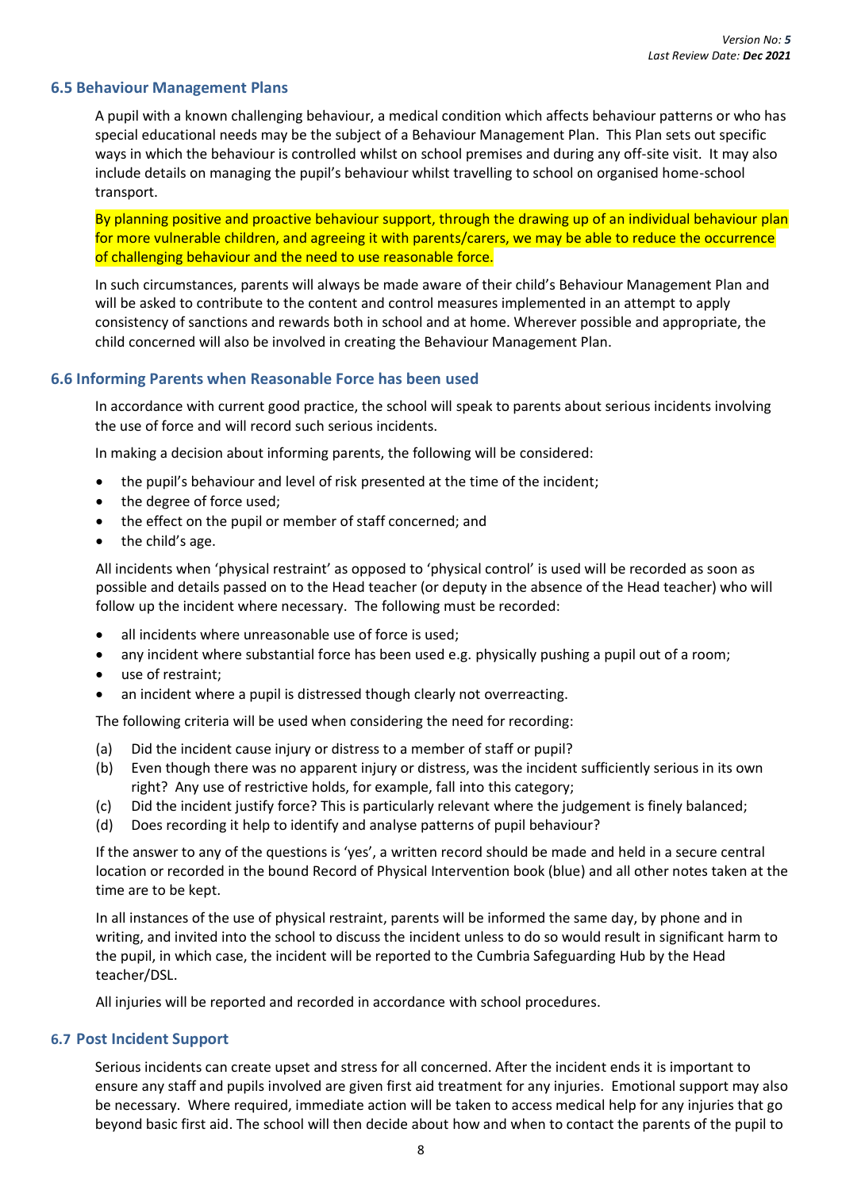### 6.5 Behaviour Management Plans

A pupil with a known challenging behaviour, a medical condition which affects behaviour patterns or who has special educational needs may be the subject of a Behaviour Management Plan. This Plan sets out specific ways in which the behaviour is controlled whilst on school premises and during any off-site visit. It may also include details on managing the pupil's behaviour whilst travelling to school on organised home-school transport.

By planning positive and proactive behaviour support, through the drawing up of an individual behaviour plan for more vulnerable children, and agreeing it with parents/carers, we may be able to reduce the occurrence of challenging behaviour and the need to use reasonable force.

In such circumstances, parents will always be made aware of their child's Behaviour Management Plan and will be asked to contribute to the content and control measures implemented in an attempt to apply consistency of sanctions and rewards both in school and at home. Wherever possible and appropriate, the child concerned will also be involved in creating the Behaviour Management Plan.

### 6.6 Informing Parents when Reasonable Force has been used

In accordance with current good practice, the school will speak to parents about serious incidents involving the use of force and will record such serious incidents.

In making a decision about informing parents, the following will be considered:

- the pupil's behaviour and level of risk presented at the time of the incident;
- the degree of force used;
- the effect on the pupil or member of staff concerned; and
- the child's age.

All incidents when 'physical restraint' as opposed to 'physical control' is used will be recorded as soon as possible and details passed on to the Head teacher (or deputy in the absence of the Head teacher) who will follow up the incident where necessary. The following must be recorded:

- all incidents where unreasonable use of force is used;
- any incident where substantial force has been used e.g. physically pushing a pupil out of a room;
- use of restraint;
- an incident where a pupil is distressed though clearly not overreacting.

The following criteria will be used when considering the need for recording:

(a) Did the incident cause injury or distress to a member of staff or pupil?
(b) Even though there was no apparent injury or distress, was the incident sufficiently serious in its own right? Any use of restrictive holds, for example, fall into this category;
(c) Did the incident justify force? This is particularly relevant where the judgement is finely balanced;
(d) Does recording it help to identify and analyse patterns of pupil behaviour?

If the answer to any of the questions is 'yes', a written record should be made and held in a secure central location or recorded in the bound Record of Physical Intervention book (blue) and all other notes taken at the time are to be kept.

In all instances of the use of physical restraint, parents will be informed the same day, by phone and in writing, and invited into the school to discuss the incident unless to do so would result in significant harm to the pupil, in which case, the incident will be reported to the Cumbria Safeguarding Hub by the Head teacher/DSL.

All injuries will be reported and recorded in accordance with school procedures.

### 6.7 Post Incident Support

Serious incidents can create upset and stress for all concerned. After the incident ends it is important to ensure any staff and pupils involved are given first aid treatment for any injuries. Emotional support may also be necessary. Where required, immediate action will be taken to access medical help for any injuries that go beyond basic first aid. The school will then decide about how and when to contact the parents of the pupil to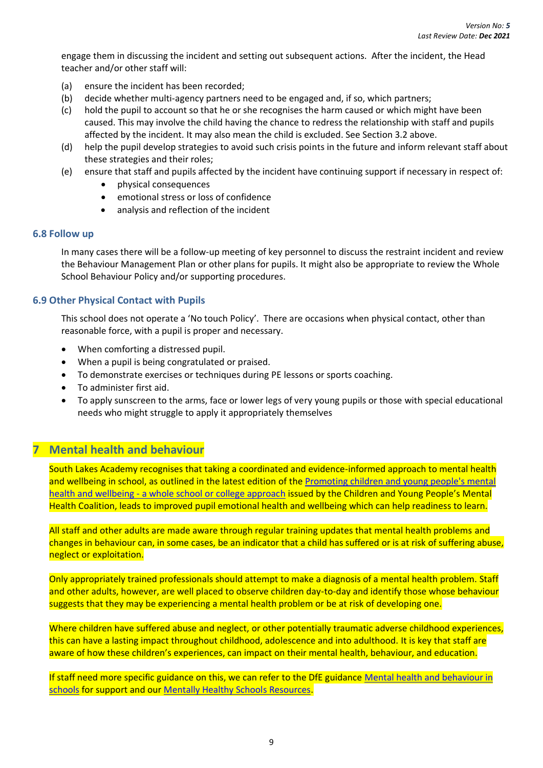engage them in discussing the incident and setting out subsequent actions. After the incident, the Head teacher and/or other staff will:

(a) ensure the incident has been recorded;
(b) decide whether multi-agency partners need to be engaged and, if so, which partners;
(c) hold the pupil to account so that he or she recognises the harm caused or which might have been caused. This may involve the child having the chance to redress the relationship with staff and pupils affected by the incident. It may also mean the child is excluded. See Section 3.2 above.
(d) help the pupil develop strategies to avoid such crisis points in the future and inform relevant staff about these strategies and their roles;
(e) ensure that staff and pupils affected by the incident have continuing support if necessary in respect of:
    - physical consequences
    - emotional stress or loss of confidence
    - analysis and reflection of the incident

### 6.8 Follow up

In many cases there will be a follow-up meeting of key personnel to discuss the restraint incident and review the Behaviour Management Plan or other plans for pupils. It might also be appropriate to review the Whole School Behaviour Policy and/or supporting procedures.

### 6.9 Other Physical Contact with Pupils

This school does not operate a 'No touch Policy'. There are occasions when physical contact, other than reasonable force, with a pupil is proper and necessary.

- When comforting a distressed pupil.
- When a pupil is being congratulated or praised.
- To demonstrate exercises or techniques during PE lessons or sports coaching.
- To administer first aid.
- To apply sunscreen to the arms, face or lower legs of very young pupils or those with special educational needs who might struggle to apply it appropriately themselves

## 7 Mental health and behaviour

South Lakes Academy recognises that taking a coordinated and evidence-informed approach to mental health and wellbeing in school, as outlined in the latest edition of the [Promoting children and young people's mental health and wellbeing - a whole school or college approach]() issued by the Children and Young People's Mental Health Coalition, leads to improved pupil emotional health and wellbeing which can help readiness to learn.

All staff and other adults are made aware through regular training updates that mental health problems and changes in behaviour can, in some cases, be an indicator that a child has suffered or is at risk of suffering abuse, neglect or exploitation.

Only appropriately trained professionals should attempt to make a diagnosis of a mental health problem. Staff and other adults, however, are well placed to observe children day-to-day and identify those whose behaviour suggests that they may be experiencing a mental health problem or be at risk of developing one.

Where children have suffered abuse and neglect, or other potentially traumatic adverse childhood experiences, this can have a lasting impact throughout childhood, adolescence and into adulthood. It is key that staff are aware of how these children's experiences, can impact on their mental health, behaviour, and education.

If staff need more specific guidance on this, we can refer to the DfE guidance [Mental health and behaviour in schools]() for support and our [Mentally Healthy Schools Resources]().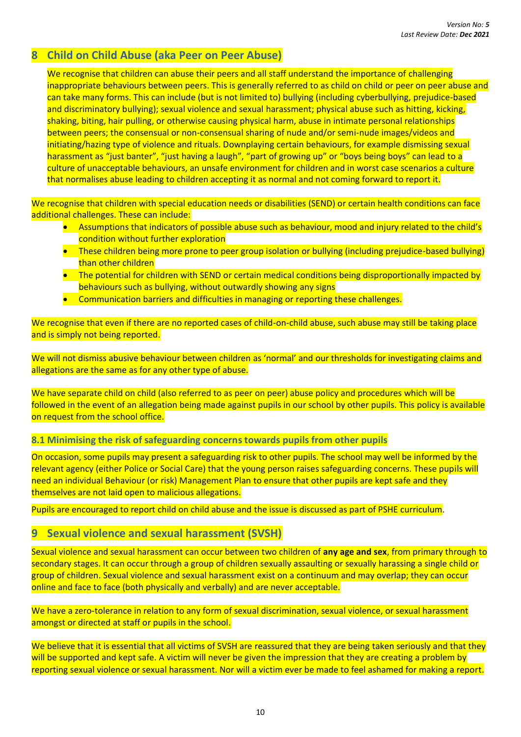## 8 Child on Child Abuse (aka Peer on Peer Abuse)

We recognise that children can abuse their peers and all staff understand the importance of challenging inappropriate behaviours between peers. This is generally referred to as child on child or peer on peer abuse and can take many forms. This can include (but is not limited to) bullying (including cyberbullying, prejudice-based and discriminatory bullying); sexual violence and sexual harassment; physical abuse such as hitting, kicking, shaking, biting, hair pulling, or otherwise causing physical harm, abuse in intimate personal relationships between peers; the consensual or non-consensual sharing of nude and/or semi-nude images/videos and initiating/hazing type of violence and rituals. Downplaying certain behaviours, for example dismissing sexual harassment as "just banter", "just having a laugh", "part of growing up" or "boys being boys" can lead to a culture of unacceptable behaviours, an unsafe environment for children and in worst case scenarios a culture that normalises abuse leading to children accepting it as normal and not coming forward to report it.

We recognise that children with special education needs or disabilities (SEND) or certain health conditions can face additional challenges. These can include:

- Assumptions that indicators of possible abuse such as behaviour, mood and injury related to the child's condition without further exploration
- These children being more prone to peer group isolation or bullying (including prejudice-based bullying) than other children
- The potential for children with SEND or certain medical conditions being disproportionally impacted by behaviours such as bullying, without outwardly showing any signs
- Communication barriers and difficulties in managing or reporting these challenges.

We recognise that even if there are no reported cases of child-on-child abuse, such abuse may still be taking place and is simply not being reported.

We will not dismiss abusive behaviour between children as 'normal' and our thresholds for investigating claims and allegations are the same as for any other type of abuse.

We have separate child on child (also referred to as peer on peer) abuse policy and procedures which will be followed in the event of an allegation being made against pupils in our school by other pupils. This policy is available on request from the school office.

### 8.1 Minimising the risk of safeguarding concerns towards pupils from other pupils

On occasion, some pupils may present a safeguarding risk to other pupils. The school may well be informed by the relevant agency (either Police or Social Care) that the young person raises safeguarding concerns. These pupils will need an individual Behaviour (or risk) Management Plan to ensure that other pupils are kept safe and they themselves are not laid open to malicious allegations.

Pupils are encouraged to report child on child abuse and the issue is discussed as part of PSHE curriculum.

## 9 Sexual violence and sexual harassment (SVSH)

Sexual violence and sexual harassment can occur between two children of **any age and sex**, from primary through to secondary stages. It can occur through a group of children sexually assaulting or sexually harassing a single child or group of children. Sexual violence and sexual harassment exist on a continuum and may overlap; they can occur online and face to face (both physically and verbally) and are never acceptable.

We have a zero-tolerance in relation to any form of sexual discrimination, sexual violence, or sexual harassment amongst or directed at staff or pupils in the school.

We believe that it is essential that all victims of SVSH are reassured that they are being taken seriously and that they will be supported and kept safe. A victim will never be given the impression that they are creating a problem by reporting sexual violence or sexual harassment. Nor will a victim ever be made to feel ashamed for making a report.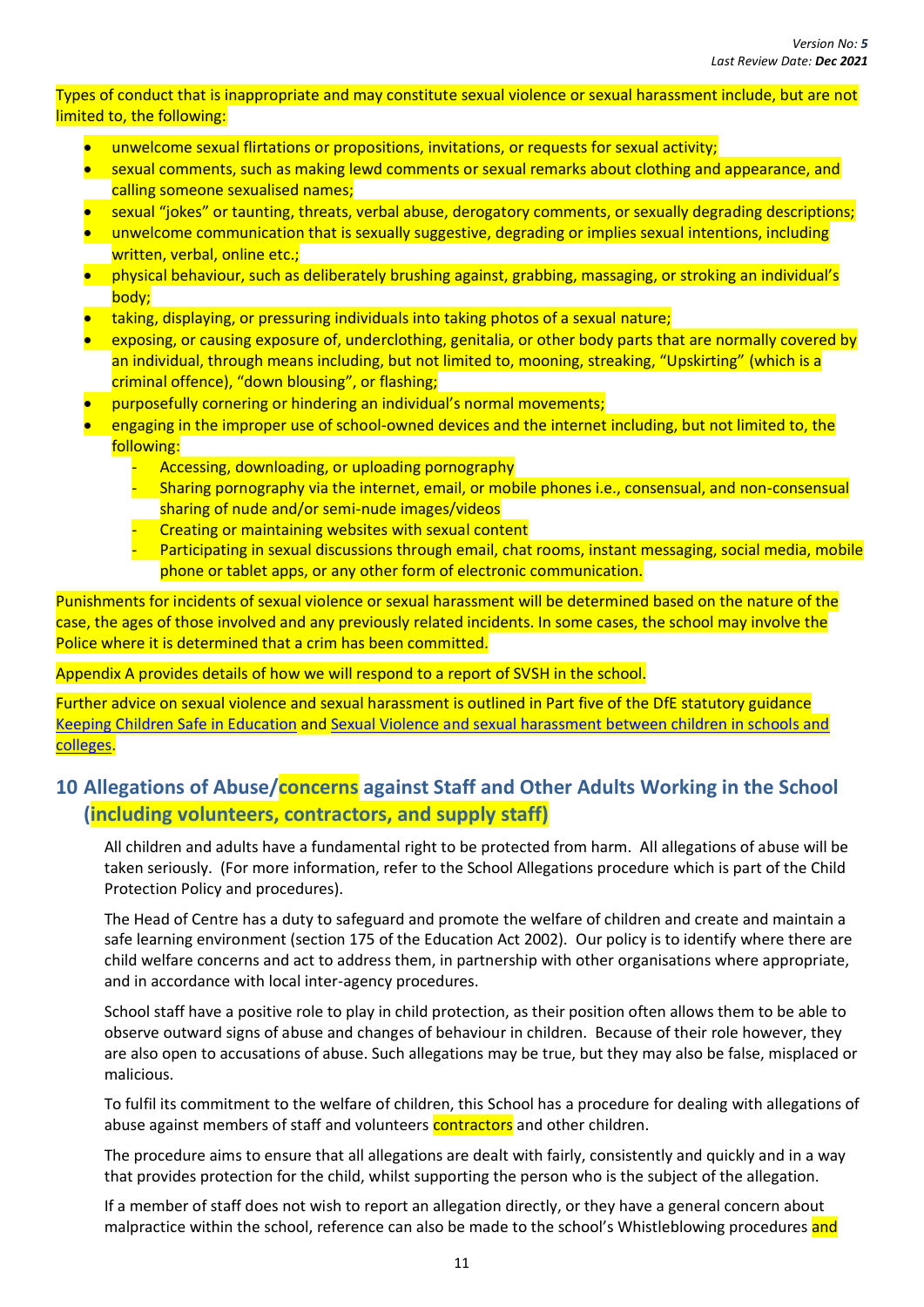Types of conduct that is inappropriate and may constitute sexual violence or sexual harassment include, but are not limited to, the following:

- unwelcome sexual flirtations or propositions, invitations, or requests for sexual activity;
- sexual comments, such as making lewd comments or sexual remarks about clothing and appearance, and calling someone sexualised names;
- sexual "jokes" or taunting, threats, verbal abuse, derogatory comments, or sexually degrading descriptions;
- unwelcome communication that is sexually suggestive, degrading or implies sexual intentions, including written, verbal, online etc.;
- physical behaviour, such as deliberately brushing against, grabbing, massaging, or stroking an individual's body;
- taking, displaying, or pressuring individuals into taking photos of a sexual nature;
- exposing, or causing exposure of, underclothing, genitalia, or other body parts that are normally covered by an individual, through means including, but not limited to, mooning, streaking, "Upskirting" (which is a criminal offence), "down blousing", or flashing;
- purposefully cornering or hindering an individual's normal movements;
- engaging in the improper use of school-owned devices and the internet including, but not limited to, the following:
  - Accessing, downloading, or uploading pornography
  - Sharing pornography via the internet, email, or mobile phones i.e., consensual, and non-consensual sharing of nude and/or semi-nude images/videos
  - Creating or maintaining websites with sexual content
  - Participating in sexual discussions through email, chat rooms, instant messaging, social media, mobile phone or tablet apps, or any other form of electronic communication.

Punishments for incidents of sexual violence or sexual harassment will be determined based on the nature of the case, the ages of those involved and any previously related incidents. In some cases, the school may involve the Police where it is determined that a crim has been committed.

Appendix A provides details of how we will respond to a report of SVSH in the school.

Further advice on sexual violence and sexual harassment is outlined in Part five of the DfE statutory guidance Keeping Children Safe in Education and Sexual Violence and sexual harassment between children in schools and colleges.

## 10 Allegations of Abuse/concerns against Staff and Other Adults Working in the School (including volunteers, contractors, and supply staff)

All children and adults have a fundamental right to be protected from harm. All allegations of abuse will be taken seriously. (For more information, refer to the School Allegations procedure which is part of the Child Protection Policy and procedures).

The Head of Centre has a duty to safeguard and promote the welfare of children and create and maintain a safe learning environment (section 175 of the Education Act 2002). Our policy is to identify where there are child welfare concerns and act to address them, in partnership with other organisations where appropriate, and in accordance with local inter-agency procedures.

School staff have a positive role to play in child protection, as their position often allows them to be able to observe outward signs of abuse and changes of behaviour in children. Because of their role however, they are also open to accusations of abuse. Such allegations may be true, but they may also be false, misplaced or malicious.

To fulfil its commitment to the welfare of children, this School has a procedure for dealing with allegations of abuse against members of staff and volunteers contractors and other children.

The procedure aims to ensure that all allegations are dealt with fairly, consistently and quickly and in a way that provides protection for the child, whilst supporting the person who is the subject of the allegation.

If a member of staff does not wish to report an allegation directly, or they have a general concern about malpractice within the school, reference can also be made to the school's Whistleblowing procedures and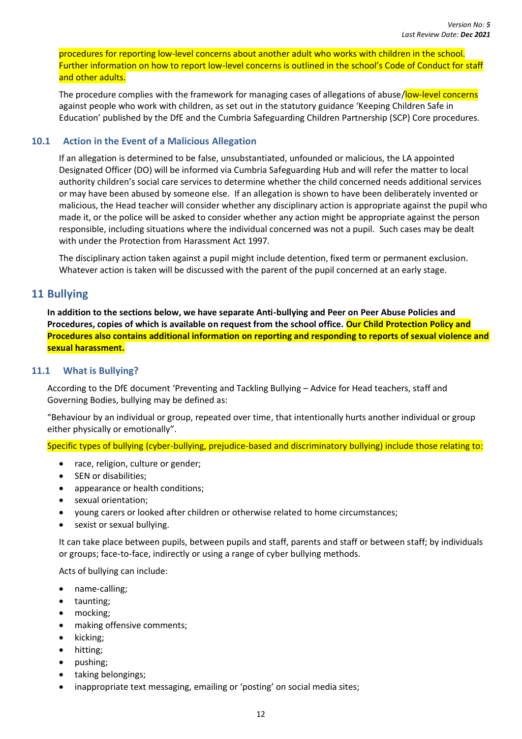procedures for reporting low-level concerns about another adult who works with children in the school. Further information on how to report low-level concerns is outlined in the school's Code of Conduct for staff and other adults.

The procedure complies with the framework for managing cases of allegations of abuse/low-level concerns against people who work with children, as set out in the statutory guidance 'Keeping Children Safe in Education' published by the DfE and the Cumbria Safeguarding Children Partnership (SCP) Core procedures.

### 10.1 Action in the Event of a Malicious Allegation

If an allegation is determined to be false, unsubstantiated, unfounded or malicious, the LA appointed Designated Officer (DO) will be informed via Cumbria Safeguarding Hub and will refer the matter to local authority children's social care services to determine whether the child concerned needs additional services or may have been abused by someone else. If an allegation is shown to have been deliberately invented or malicious, the Head teacher will consider whether any disciplinary action is appropriate against the pupil who made it, or the police will be asked to consider whether any action might be appropriate against the person responsible, including situations where the individual concerned was not a pupil. Such cases may be dealt with under the Protection from Harassment Act 1997.

The disciplinary action taken against a pupil might include detention, fixed term or permanent exclusion. Whatever action is taken will be discussed with the parent of the pupil concerned at an early stage.

## 11 Bullying

**In addition to the sections below, we have separate Anti-bullying and Peer on Peer Abuse Policies and Procedures, copies of which is available on request from the school office. Our Child Protection Policy and Procedures also contains additional information on reporting and responding to reports of sexual violence and sexual harassment.**

### 11.1 What is Bullying?

According to the DfE document 'Preventing and Tackling Bullying – Advice for Head teachers, staff and Governing Bodies, bullying may be defined as:

"Behaviour by an individual or group, repeated over time, that intentionally hurts another individual or group either physically or emotionally".

Specific types of bullying (cyber-bullying, prejudice-based and discriminatory bullying) include those relating to:

- race, religion, culture or gender;
- SEN or disabilities;
- appearance or health conditions;
- sexual orientation;
- young carers or looked after children or otherwise related to home circumstances;
- sexist or sexual bullying.

It can take place between pupils, between pupils and staff, parents and staff or between staff; by individuals or groups; face-to-face, indirectly or using a range of cyber bullying methods.

Acts of bullying can include:

- name-calling;
- taunting;
- mocking;
- making offensive comments;
- kicking;
- hitting;
- pushing;
- taking belongings;
- inappropriate text messaging, emailing or 'posting' on social media sites;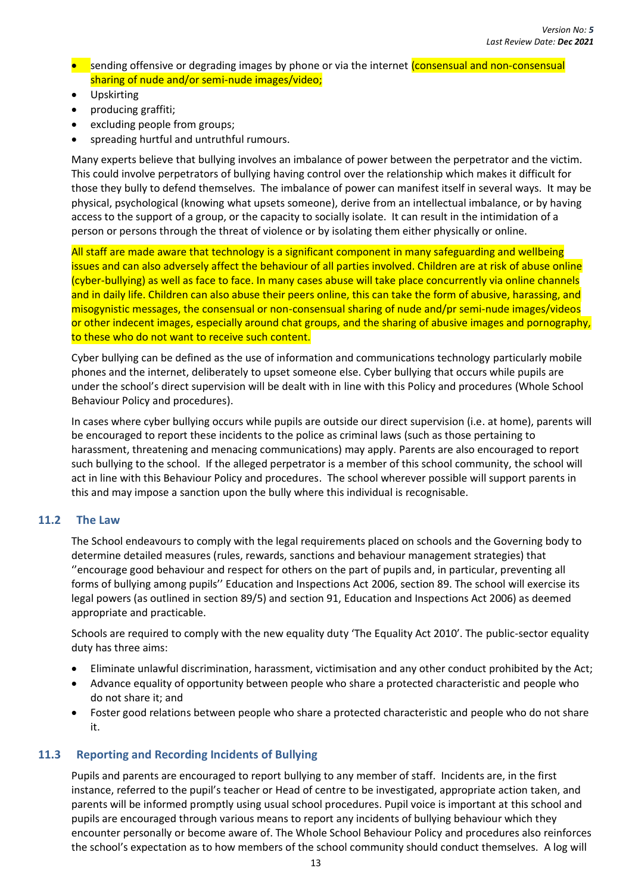- sending offensive or degrading images by phone or via the internet (consensual and non-consensual sharing of nude and/or semi-nude images/video;
- Upskirting
- producing graffiti;
- excluding people from groups;
- spreading hurtful and untruthful rumours.

Many experts believe that bullying involves an imbalance of power between the perpetrator and the victim. This could involve perpetrators of bullying having control over the relationship which makes it difficult for those they bully to defend themselves. The imbalance of power can manifest itself in several ways. It may be physical, psychological (knowing what upsets someone), derive from an intellectual imbalance, or by having access to the support of a group, or the capacity to socially isolate. It can result in the intimidation of a person or persons through the threat of violence or by isolating them either physically or online.

All staff are made aware that technology is a significant component in many safeguarding and wellbeing issues and can also adversely affect the behaviour of all parties involved. Children are at risk of abuse online (cyber-bullying) as well as face to face. In many cases abuse will take place concurrently via online channels and in daily life. Children can also abuse their peers online, this can take the form of abusive, harassing, and misogynistic messages, the consensual or non-consensual sharing of nude and/pr semi-nude images/videos or other indecent images, especially around chat groups, and the sharing of abusive images and pornography, to these who do not want to receive such content.

Cyber bullying can be defined as the use of information and communications technology particularly mobile phones and the internet, deliberately to upset someone else. Cyber bullying that occurs while pupils are under the school's direct supervision will be dealt with in line with this Policy and procedures (Whole School Behaviour Policy and procedures).

In cases where cyber bullying occurs while pupils are outside our direct supervision (i.e. at home), parents will be encouraged to report these incidents to the police as criminal laws (such as those pertaining to harassment, threatening and menacing communications) may apply. Parents are also encouraged to report such bullying to the school. If the alleged perpetrator is a member of this school community, the school will act in line with this Behaviour Policy and procedures. The school wherever possible will support parents in this and may impose a sanction upon the bully where this individual is recognisable.

### 11.2 The Law

The School endeavours to comply with the legal requirements placed on schools and the Governing body to determine detailed measures (rules, rewards, sanctions and behaviour management strategies) that ''encourage good behaviour and respect for others on the part of pupils and, in particular, preventing all forms of bullying among pupils'' Education and Inspections Act 2006, section 89. The school will exercise its legal powers (as outlined in section 89/5) and section 91, Education and Inspections Act 2006) as deemed appropriate and practicable.

Schools are required to comply with the new equality duty 'The Equality Act 2010'. The public-sector equality duty has three aims:

- Eliminate unlawful discrimination, harassment, victimisation and any other conduct prohibited by the Act;
- Advance equality of opportunity between people who share a protected characteristic and people who do not share it; and
- Foster good relations between people who share a protected characteristic and people who do not share it.

### 11.3 Reporting and Recording Incidents of Bullying

Pupils and parents are encouraged to report bullying to any member of staff. Incidents are, in the first instance, referred to the pupil's teacher or Head of centre to be investigated, appropriate action taken, and parents will be informed promptly using usual school procedures. Pupil voice is important at this school and pupils are encouraged through various means to report any incidents of bullying behaviour which they encounter personally or become aware of. The Whole School Behaviour Policy and procedures also reinforces the school's expectation as to how members of the school community should conduct themselves. A log will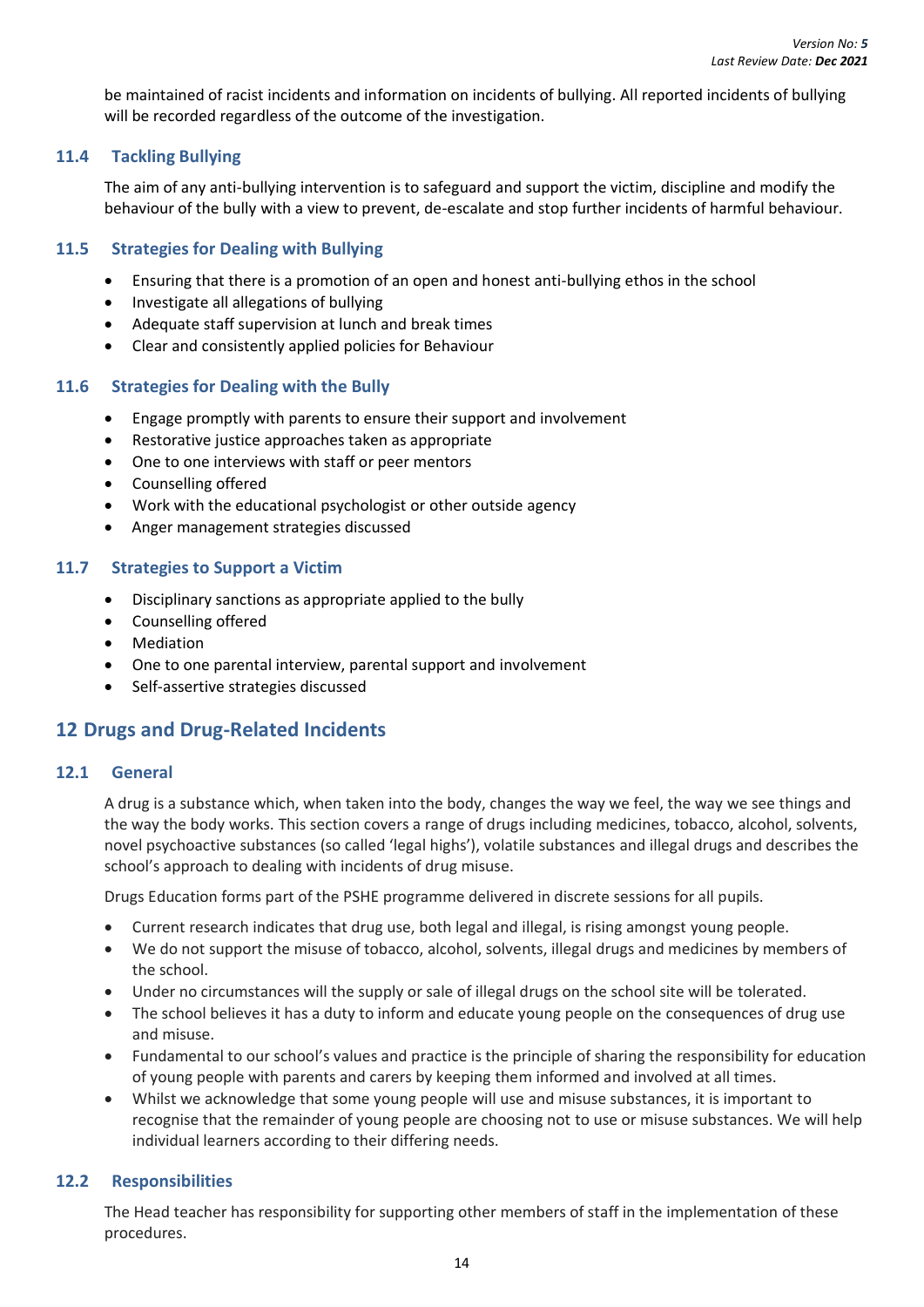be maintained of racist incidents and information on incidents of bullying. All reported incidents of bullying will be recorded regardless of the outcome of the investigation.

### 11.4 Tackling Bullying

The aim of any anti-bullying intervention is to safeguard and support the victim, discipline and modify the behaviour of the bully with a view to prevent, de-escalate and stop further incidents of harmful behaviour.

### 11.5 Strategies for Dealing with Bullying

- Ensuring that there is a promotion of an open and honest anti-bullying ethos in the school
- Investigate all allegations of bullying
- Adequate staff supervision at lunch and break times
- Clear and consistently applied policies for Behaviour

### 11.6 Strategies for Dealing with the Bully

- Engage promptly with parents to ensure their support and involvement
- Restorative justice approaches taken as appropriate
- One to one interviews with staff or peer mentors
- Counselling offered
- Work with the educational psychologist or other outside agency
- Anger management strategies discussed

### 11.7 Strategies to Support a Victim

- Disciplinary sanctions as appropriate applied to the bully
- Counselling offered
- Mediation
- One to one parental interview, parental support and involvement
- Self-assertive strategies discussed

## 12 Drugs and Drug-Related Incidents

### 12.1 General

A drug is a substance which, when taken into the body, changes the way we feel, the way we see things and the way the body works. This section covers a range of drugs including medicines, tobacco, alcohol, solvents, novel psychoactive substances (so called 'legal highs'), volatile substances and illegal drugs and describes the school's approach to dealing with incidents of drug misuse.

Drugs Education forms part of the PSHE programme delivered in discrete sessions for all pupils.

- Current research indicates that drug use, both legal and illegal, is rising amongst young people.
- We do not support the misuse of tobacco, alcohol, solvents, illegal drugs and medicines by members of the school.
- Under no circumstances will the supply or sale of illegal drugs on the school site will be tolerated.
- The school believes it has a duty to inform and educate young people on the consequences of drug use and misuse.
- Fundamental to our school's values and practice is the principle of sharing the responsibility for education of young people with parents and carers by keeping them informed and involved at all times.
- Whilst we acknowledge that some young people will use and misuse substances, it is important to recognise that the remainder of young people are choosing not to use or misuse substances. We will help individual learners according to their differing needs.

### 12.2 Responsibilities

The Head teacher has responsibility for supporting other members of staff in the implementation of these procedures.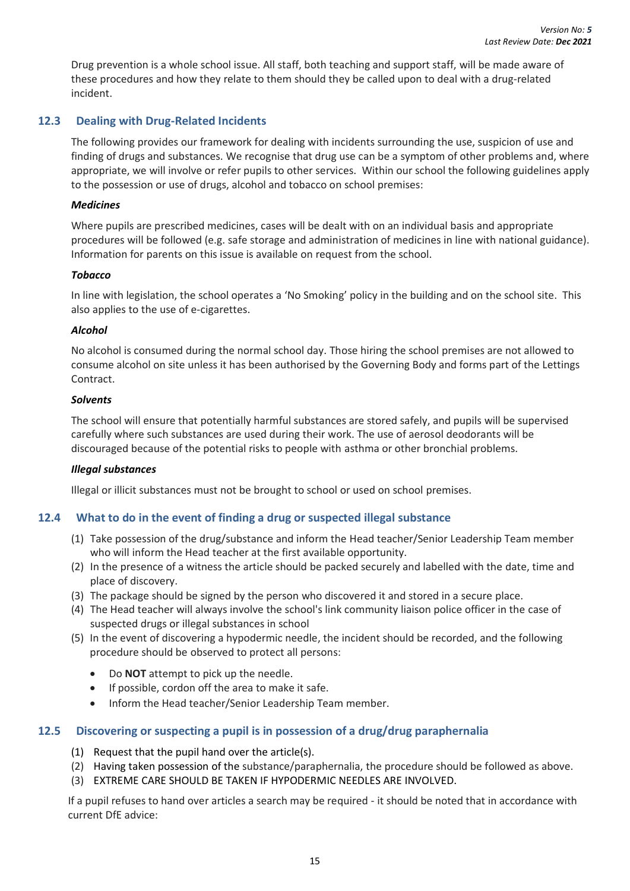Drug prevention is a whole school issue. All staff, both teaching and support staff, will be made aware of these procedures and how they relate to them should they be called upon to deal with a drug-related incident.

## 12.3 Dealing with Drug-Related Incidents

The following provides our framework for dealing with incidents surrounding the use, suspicion of use and finding of drugs and substances. We recognise that drug use can be a symptom of other problems and, where appropriate, we will involve or refer pupils to other services. Within our school the following guidelines apply to the possession or use of drugs, alcohol and tobacco on school premises:

***Medicines***

Where pupils are prescribed medicines, cases will be dealt with on an individual basis and appropriate procedures will be followed (e.g. safe storage and administration of medicines in line with national guidance). Information for parents on this issue is available on request from the school.

***Tobacco***

In line with legislation, the school operates a 'No Smoking' policy in the building and on the school site. This also applies to the use of e-cigarettes.

***Alcohol***

No alcohol is consumed during the normal school day. Those hiring the school premises are not allowed to consume alcohol on site unless it has been authorised by the Governing Body and forms part of the Lettings Contract.

***Solvents***

The school will ensure that potentially harmful substances are stored safely, and pupils will be supervised carefully where such substances are used during their work. The use of aerosol deodorants will be discouraged because of the potential risks to people with asthma or other bronchial problems.

***Illegal substances***

Illegal or illicit substances must not be brought to school or used on school premises.

## 12.4 What to do in the event of finding a drug or suspected illegal substance

(1) Take possession of the drug/substance and inform the Head teacher/Senior Leadership Team member who will inform the Head teacher at the first available opportunity.
(2) In the presence of a witness the article should be packed securely and labelled with the date, time and place of discovery.
(3) The package should be signed by the person who discovered it and stored in a secure place.
(4) The Head teacher will always involve the school's link community liaison police officer in the case of suspected drugs or illegal substances in school
(5) In the event of discovering a hypodermic needle, the incident should be recorded, and the following procedure should be observed to protect all persons:

- Do **NOT** attempt to pick up the needle.
- If possible, cordon off the area to make it safe.
- Inform the Head teacher/Senior Leadership Team member.

## 12.5 Discovering or suspecting a pupil is in possession of a drug/drug paraphernalia

(1) Request that the pupil hand over the article(s).
(2) Having taken possession of the substance/paraphernalia, the procedure should be followed as above.
(3) EXTREME CARE SHOULD BE TAKEN IF HYPODERMIC NEEDLES ARE INVOLVED.

If a pupil refuses to hand over articles a search may be required - it should be noted that in accordance with current DfE advice: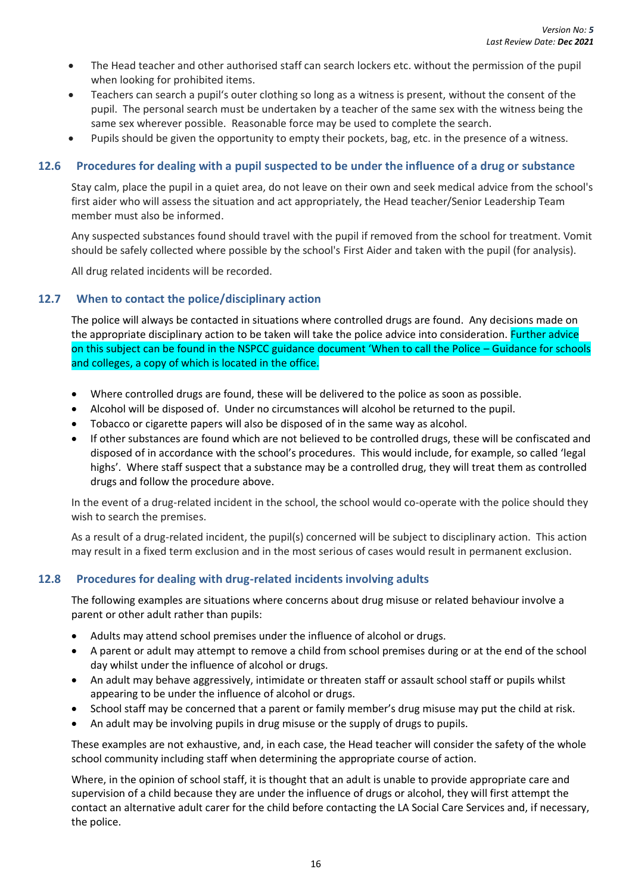- The Head teacher and other authorised staff can search lockers etc. without the permission of the pupil when looking for prohibited items.
- Teachers can search a pupil's outer clothing so long as a witness is present, without the consent of the pupil. The personal search must be undertaken by a teacher of the same sex with the witness being the same sex wherever possible. Reasonable force may be used to complete the search.
- Pupils should be given the opportunity to empty their pockets, bag, etc. in the presence of a witness.

### 12.6 Procedures for dealing with a pupil suspected to be under the influence of a drug or substance

Stay calm, place the pupil in a quiet area, do not leave on their own and seek medical advice from the school's first aider who will assess the situation and act appropriately, the Head teacher/Senior Leadership Team member must also be informed.

Any suspected substances found should travel with the pupil if removed from the school for treatment. Vomit should be safely collected where possible by the school's First Aider and taken with the pupil (for analysis).

All drug related incidents will be recorded.

### 12.7 When to contact the police/disciplinary action

The police will always be contacted in situations where controlled drugs are found. Any decisions made on the appropriate disciplinary action to be taken will take the police advice into consideration. Further advice on this subject can be found in the NSPCC guidance document 'When to call the Police – Guidance for schools and colleges, a copy of which is located in the office.

- Where controlled drugs are found, these will be delivered to the police as soon as possible.
- Alcohol will be disposed of. Under no circumstances will alcohol be returned to the pupil.
- Tobacco or cigarette papers will also be disposed of in the same way as alcohol.
- If other substances are found which are not believed to be controlled drugs, these will be confiscated and disposed of in accordance with the school's procedures. This would include, for example, so called 'legal highs'. Where staff suspect that a substance may be a controlled drug, they will treat them as controlled drugs and follow the procedure above.

In the event of a drug-related incident in the school, the school would co-operate with the police should they wish to search the premises.

As a result of a drug-related incident, the pupil(s) concerned will be subject to disciplinary action. This action may result in a fixed term exclusion and in the most serious of cases would result in permanent exclusion.

### 12.8 Procedures for dealing with drug-related incidents involving adults

The following examples are situations where concerns about drug misuse or related behaviour involve a parent or other adult rather than pupils:

- Adults may attend school premises under the influence of alcohol or drugs.
- A parent or adult may attempt to remove a child from school premises during or at the end of the school day whilst under the influence of alcohol or drugs.
- An adult may behave aggressively, intimidate or threaten staff or assault school staff or pupils whilst appearing to be under the influence of alcohol or drugs.
- School staff may be concerned that a parent or family member's drug misuse may put the child at risk.
- An adult may be involving pupils in drug misuse or the supply of drugs to pupils.

These examples are not exhaustive, and, in each case, the Head teacher will consider the safety of the whole school community including staff when determining the appropriate course of action.

Where, in the opinion of school staff, it is thought that an adult is unable to provide appropriate care and supervision of a child because they are under the influence of drugs or alcohol, they will first attempt the contact an alternative adult carer for the child before contacting the LA Social Care Services and, if necessary, the police.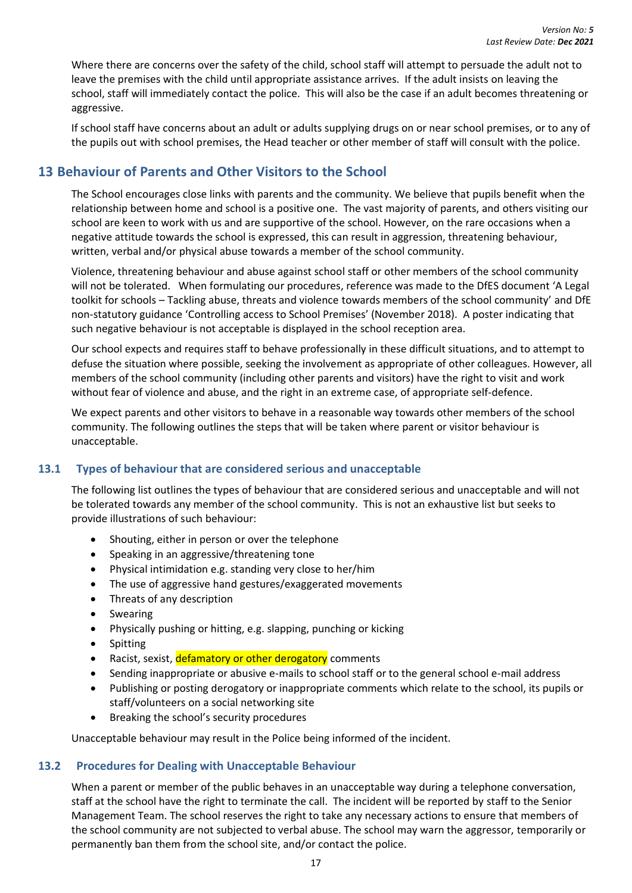Where there are concerns over the safety of the child, school staff will attempt to persuade the adult not to leave the premises with the child until appropriate assistance arrives. If the adult insists on leaving the school, staff will immediately contact the police. This will also be the case if an adult becomes threatening or aggressive.

If school staff have concerns about an adult or adults supplying drugs on or near school premises, or to any of the pupils out with school premises, the Head teacher or other member of staff will consult with the police.

## 13 Behaviour of Parents and Other Visitors to the School

The School encourages close links with parents and the community. We believe that pupils benefit when the relationship between home and school is a positive one. The vast majority of parents, and others visiting our school are keen to work with us and are supportive of the school. However, on the rare occasions when a negative attitude towards the school is expressed, this can result in aggression, threatening behaviour, written, verbal and/or physical abuse towards a member of the school community.

Violence, threatening behaviour and abuse against school staff or other members of the school community will not be tolerated. When formulating our procedures, reference was made to the DfES document 'A Legal toolkit for schools – Tackling abuse, threats and violence towards members of the school community' and DfE non-statutory guidance 'Controlling access to School Premises' (November 2018). A poster indicating that such negative behaviour is not acceptable is displayed in the school reception area.

Our school expects and requires staff to behave professionally in these difficult situations, and to attempt to defuse the situation where possible, seeking the involvement as appropriate of other colleagues. However, all members of the school community (including other parents and visitors) have the right to visit and work without fear of violence and abuse, and the right in an extreme case, of appropriate self-defence.

We expect parents and other visitors to behave in a reasonable way towards other members of the school community. The following outlines the steps that will be taken where parent or visitor behaviour is unacceptable.

### 13.1 Types of behaviour that are considered serious and unacceptable

The following list outlines the types of behaviour that are considered serious and unacceptable and will not be tolerated towards any member of the school community. This is not an exhaustive list but seeks to provide illustrations of such behaviour:

- Shouting, either in person or over the telephone
- Speaking in an aggressive/threatening tone
- Physical intimidation e.g. standing very close to her/him
- The use of aggressive hand gestures/exaggerated movements
- Threats of any description
- Swearing
- Physically pushing or hitting, e.g. slapping, punching or kicking
- Spitting
- Racist, sexist, defamatory or other derogatory comments
- Sending inappropriate or abusive e-mails to school staff or to the general school e-mail address
- Publishing or posting derogatory or inappropriate comments which relate to the school, its pupils or staff/volunteers on a social networking site
- Breaking the school's security procedures

Unacceptable behaviour may result in the Police being informed of the incident.

### 13.2 Procedures for Dealing with Unacceptable Behaviour

When a parent or member of the public behaves in an unacceptable way during a telephone conversation, staff at the school have the right to terminate the call. The incident will be reported by staff to the Senior Management Team. The school reserves the right to take any necessary actions to ensure that members of the school community are not subjected to verbal abuse. The school may warn the aggressor, temporarily or permanently ban them from the school site, and/or contact the police.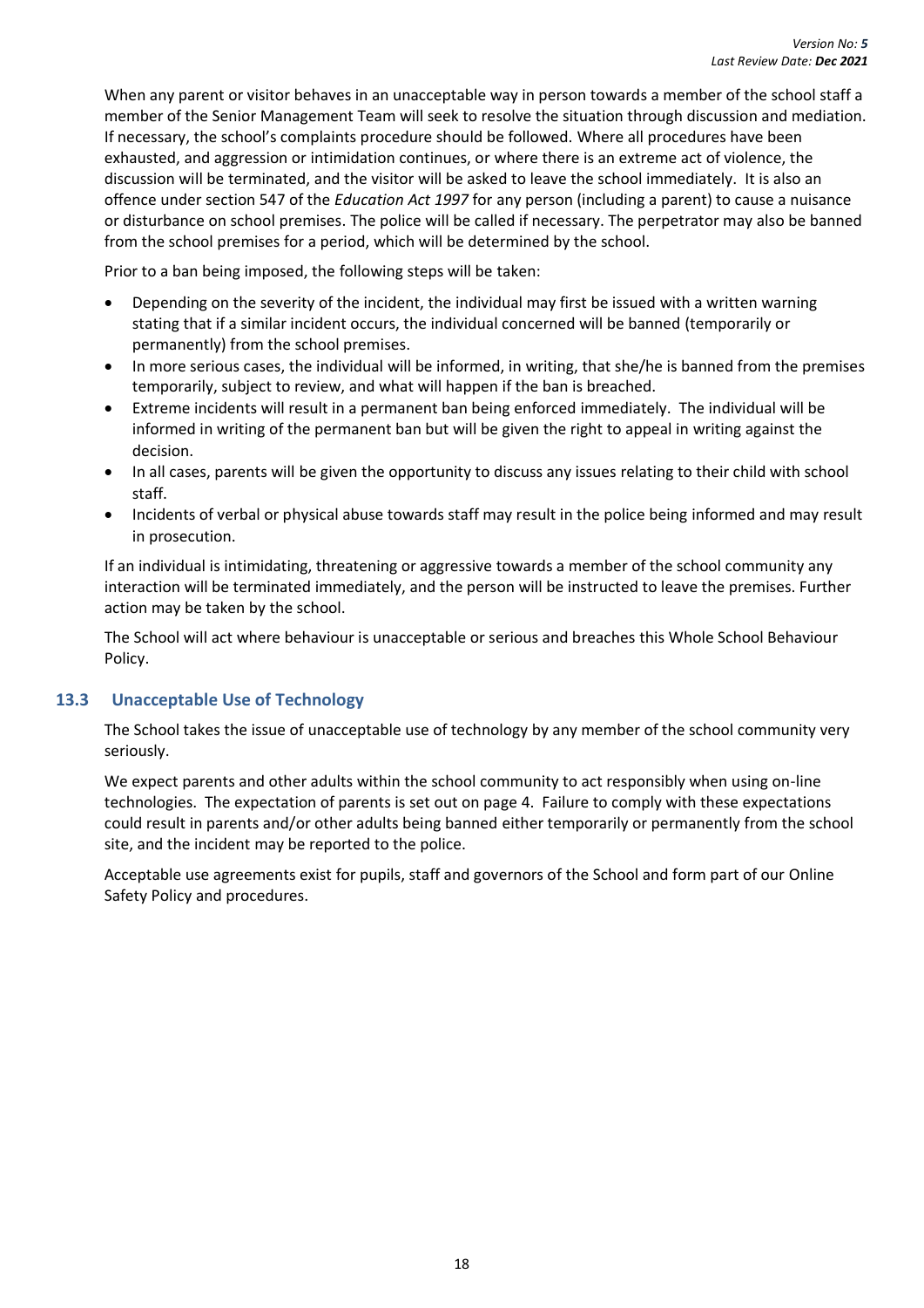When any parent or visitor behaves in an unacceptable way in person towards a member of the school staff a member of the Senior Management Team will seek to resolve the situation through discussion and mediation. If necessary, the school's complaints procedure should be followed. Where all procedures have been exhausted, and aggression or intimidation continues, or where there is an extreme act of violence, the discussion will be terminated, and the visitor will be asked to leave the school immediately. It is also an offence under section 547 of the *Education Act 1997* for any person (including a parent) to cause a nuisance or disturbance on school premises. The police will be called if necessary. The perpetrator may also be banned from the school premises for a period, which will be determined by the school.

Prior to a ban being imposed, the following steps will be taken:

- Depending on the severity of the incident, the individual may first be issued with a written warning stating that if a similar incident occurs, the individual concerned will be banned (temporarily or permanently) from the school premises.
- In more serious cases, the individual will be informed, in writing, that she/he is banned from the premises temporarily, subject to review, and what will happen if the ban is breached.
- Extreme incidents will result in a permanent ban being enforced immediately. The individual will be informed in writing of the permanent ban but will be given the right to appeal in writing against the decision.
- In all cases, parents will be given the opportunity to discuss any issues relating to their child with school staff.
- Incidents of verbal or physical abuse towards staff may result in the police being informed and may result in prosecution.

If an individual is intimidating, threatening or aggressive towards a member of the school community any interaction will be terminated immediately, and the person will be instructed to leave the premises. Further action may be taken by the school.

The School will act where behaviour is unacceptable or serious and breaches this Whole School Behaviour Policy.

### 13.3 Unacceptable Use of Technology

The School takes the issue of unacceptable use of technology by any member of the school community very seriously.

We expect parents and other adults within the school community to act responsibly when using on-line technologies. The expectation of parents is set out on page 4. Failure to comply with these expectations could result in parents and/or other adults being banned either temporarily or permanently from the school site, and the incident may be reported to the police.

Acceptable use agreements exist for pupils, staff and governors of the School and form part of our Online Safety Policy and procedures.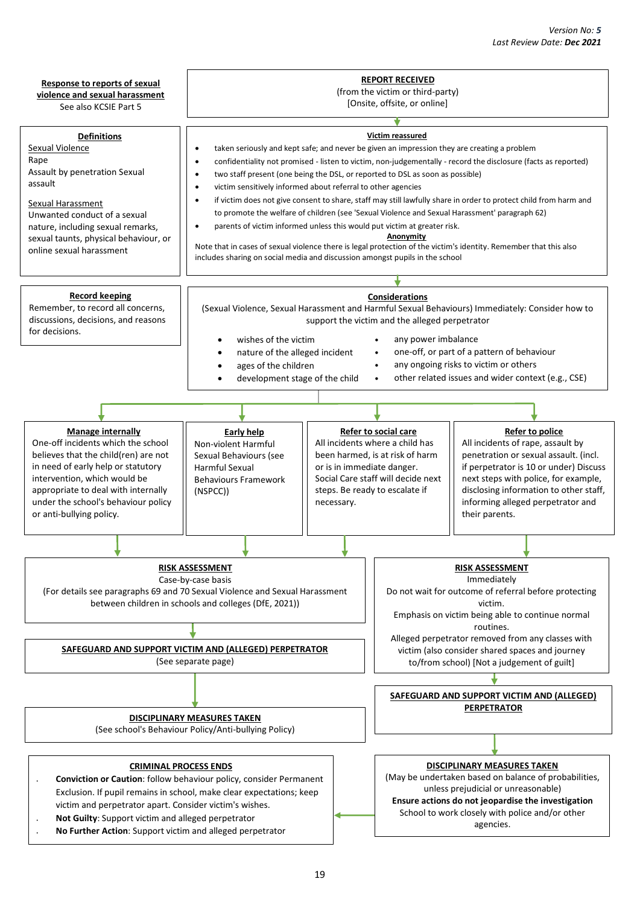*Version No: **5***
*Last Review Date: **Dec 2021***

**Response to reports of sexual violence and sexual harassment**
See also KCSIE Part 5

**REPORT RECEIVED**
(from the victim or third-party)
[Onsite, offsite, or online]

**Definitions**

Sexual Violence
Rape
Assault by penetration Sexual assault

Sexual Harassment
Unwanted conduct of a sexual nature, including sexual remarks, sexual taunts, physical behaviour, or online sexual harassment

**Victim reassured**

- taken seriously and kept safe; and never be given an impression they are creating a problem
- confidentiality not promised - listen to victim, non-judgementally - record the disclosure (facts as reported)
- two staff present (one being the DSL, or reported to DSL as soon as possible)
- victim sensitively informed about referral to other agencies
- if victim does not give consent to share, staff may still lawfully share in order to protect child from harm and to promote the welfare of children (see 'Sexual Violence and Sexual Harassment' paragraph 62)
- parents of victim informed unless this would put victim at greater risk.

**Anonymity**
Note that in cases of sexual violence there is legal protection of the victim's identity. Remember that this also includes sharing on social media and discussion amongst pupils in the school

**Record keeping**
Remember, to record all concerns, discussions, decisions, and reasons for decisions.

**Considerations**
(Sexual Violence, Sexual Harassment and Harmful Sexual Behaviours) Immediately: Consider how to support the victim and the alleged perpetrator

- wishes of the victim
- nature of the alleged incident
- ages of the children
- development stage of the child
- any power imbalance
- one-off, or part of a pattern of behaviour
- any ongoing risks to victim or others
- other related issues and wider context (e.g., CSE)

**Manage internally**
One-off incidents which the school believes that the child(ren) are not in need of early help or statutory intervention, which would be appropriate to deal with internally under the school's behaviour policy or anti-bullying policy.

**Early help**
Non-violent Harmful Sexual Behaviours (see Harmful Sexual Behaviours Framework (NSPCC))

**Refer to social care**
All incidents where a child has been harmed, is at risk of harm or is in immediate danger. Social Care staff will decide next steps. Be ready to escalate if necessary.

**Refer to police**
All incidents of rape, assault by penetration or sexual assault. (incl. if perpetrator is 10 or under) Discuss next steps with police, for example, disclosing information to other staff, informing alleged perpetrator and their parents.

**RISK ASSESSMENT**
Case-by-case basis
(For details see paragraphs 69 and 70 Sexual Violence and Sexual Harassment between children in schools and colleges (DfE, 2021))

**SAFEGUARD AND SUPPORT VICTIM AND (ALLEGED) PERPETRATOR**
(See separate page)

**DISCIPLINARY MEASURES TAKEN**
(See school's Behaviour Policy/Anti-bullying Policy)

**RISK ASSESSMENT**
Immediately
Do not wait for outcome of referral before protecting victim.
Emphasis on victim being able to continue normal routines.
Alleged perpetrator removed from any classes with victim (also consider shared spaces and journey to/from school) [Not a judgement of guilt]

**SAFEGUARD AND SUPPORT VICTIM AND (ALLEGED) PERPETRATOR**

**DISCIPLINARY MEASURES TAKEN**
(May be undertaken based on balance of probabilities, unless prejudicial or unreasonable)
**Ensure actions do not jeopardise the investigation**
School to work closely with police and/or other agencies.

**CRIMINAL PROCESS ENDS**

- **Conviction or Caution**: follow behaviour policy, consider Permanent Exclusion. If pupil remains in school, make clear expectations; keep victim and perpetrator apart. Consider victim's wishes.
- **Not Guilty**: Support victim and alleged perpetrator
- **No Further Action**: Support victim and alleged perpetrator